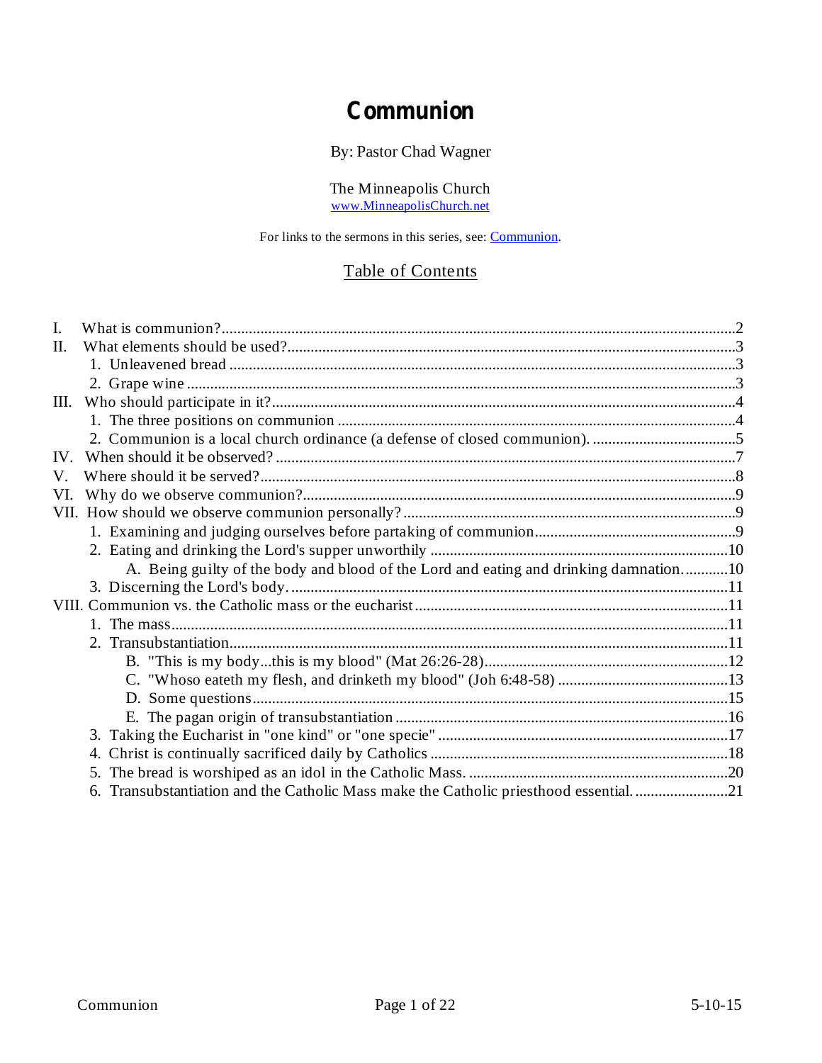# Communion

By: Pastor Chad Wagner

The Minneapolis Church
www.MinneapolisChurch.net

For links to the sermons in this series, see: Communion.

## Table of Contents

I. What is communion?....2
II. What elements should be used?....3
  1. Unleavened bread....3
  2. Grape wine....3
III. Who should participate in it?....4
  1. The three positions on communion....4
  2. Communion is a local church ordinance (a defense of closed communion).....5
IV. When should it be observed?....7
V. Where should it be served?....8
VI. Why do we observe communion?....9
VII. How should we observe communion personally?....9
  1. Examining and judging ourselves before partaking of communion....9
  2. Eating and drinking the Lord's supper unworthily....10
    A. Being guilty of the body and blood of the Lord and eating and drinking damnation.....10
  3. Discerning the Lord's body.....11
VIII. Communion vs. the Catholic mass or the eucharist....11
  1. The mass....11
  2. Transubstantiation....11
    B. "This is my body...this is my blood" (Mat 26:26-28)....12
    C. "Whoso eateth my flesh, and drinketh my blood" (Joh 6:48-58)....13
    D. Some questions....15
    E. The pagan origin of transubstantiation....16
  3. Taking the Eucharist in "one kind" or "one specie"....17
  4. Christ is continually sacrificed daily by Catholics....18
  5. The bread is worshiped as an idol in the Catholic Mass.....20
  6. Transubstantiation and the Catholic Mass make the Catholic priesthood essential.....21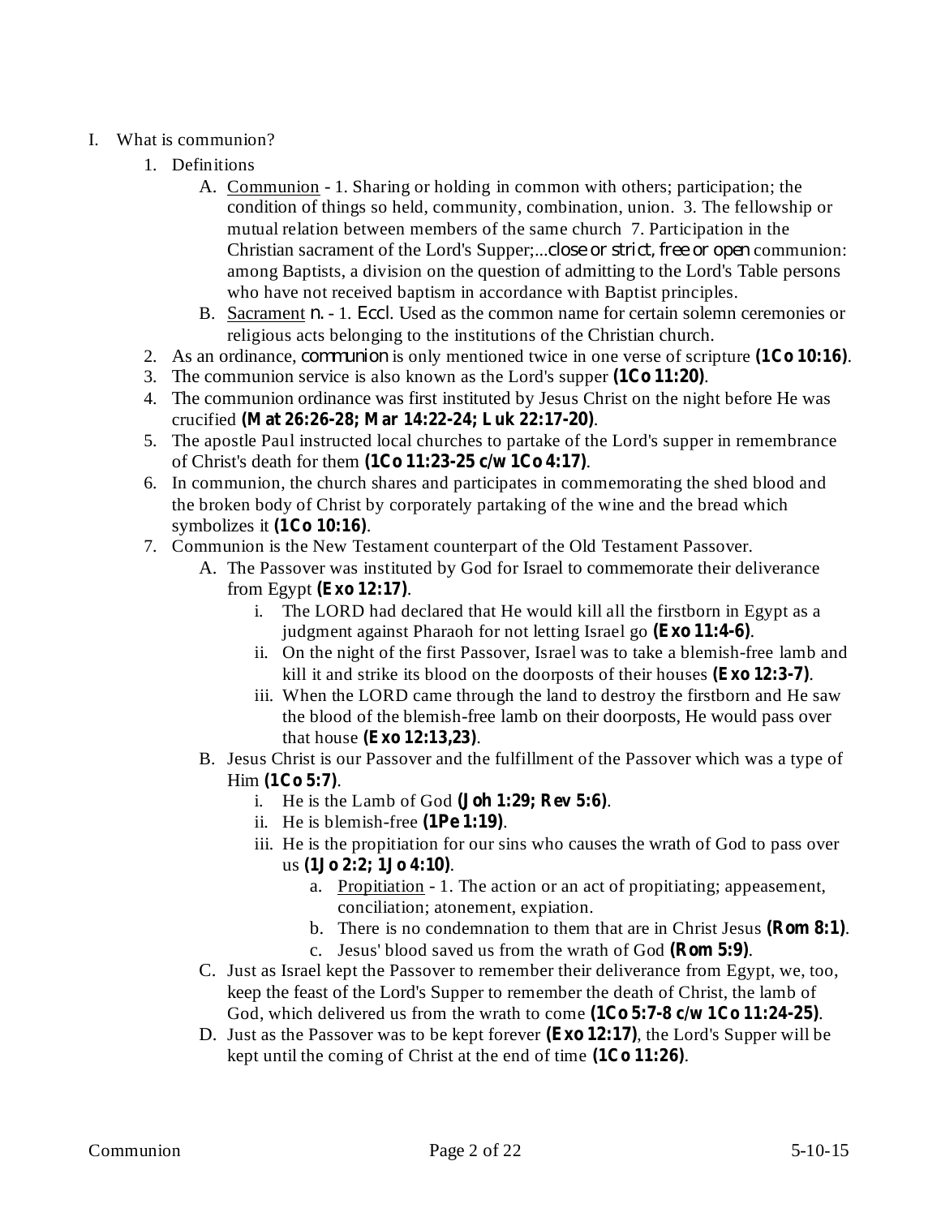I. What is communion?

1. Definitions
   - A. <u>Communion</u> - 1. Sharing or holding in common with others; participation; the condition of things so held, community, combination, union. 3. The fellowship or mutual relation between members of the same church 7. Participation in the Christian sacrament of the Lord's Supper;...*close or strict, free or open* communion: among Baptists, a division on the question of admitting to the Lord's Table persons who have not received baptism in accordance with Baptist principles.
   - B. <u>Sacrament</u> *n.* - 1. *Eccl.* Used as the common name for certain solemn ceremonies or religious acts belonging to the institutions of the Christian church.
2. As an ordinance, *communion* is only mentioned twice in one verse of scripture **(1Co 10:16)**.
3. The communion service is also known as the Lord's supper **(1Co 11:20)**.
4. The communion ordinance was first instituted by Jesus Christ on the night before He was crucified **(Mat 26:26-28; Mar 14:22-24; Luk 22:17-20)**.
5. The apostle Paul instructed local churches to partake of the Lord's supper in remembrance of Christ's death for them **(1Co 11:23-25 c/w 1Co 4:17)**.
6. In communion, the church shares and participates in commemorating the shed blood and the broken body of Christ by corporately partaking of the wine and the bread which symbolizes it **(1Co 10:16)**.
7. Communion is the New Testament counterpart of the Old Testament Passover.
   - A. The Passover was instituted by God for Israel to commemorate their deliverance from Egypt **(Exo 12:17)**.
     - i. The LORD had declared that He would kill all the firstborn in Egypt as a judgment against Pharaoh for not letting Israel go **(Exo 11:4-6)**.
     - ii. On the night of the first Passover, Israel was to take a blemish-free lamb and kill it and strike its blood on the doorposts of their houses **(Exo 12:3-7)**.
     - iii. When the LORD came through the land to destroy the firstborn and He saw the blood of the blemish-free lamb on their doorposts, He would pass over that house **(Exo 12:13,23)**.
   - B. Jesus Christ is our Passover and the fulfillment of the Passover which was a type of Him **(1Co 5:7)**.
     - i. He is the Lamb of God **(Joh 1:29; Rev 5:6)**.
     - ii. He is blemish-free **(1Pe 1:19)**.
     - iii. He is the propitiation for our sins who causes the wrath of God to pass over us **(1Jo 2:2; 1Jo 4:10)**.
       - a. <u>Propitiation</u> - 1. The action or an act of propitiating; appeasement, conciliation; atonement, expiation.
       - b. There is no condemnation to them that are in Christ Jesus **(Rom 8:1)**.
       - c. Jesus' blood saved us from the wrath of God **(Rom 5:9)**.
   - C. Just as Israel kept the Passover to remember their deliverance from Egypt, we, too, keep the feast of the Lord's Supper to remember the death of Christ, the lamb of God, which delivered us from the wrath to come **(1Co 5:7-8 c/w 1Co 11:24-25)**.
   - D. Just as the Passover was to be kept forever **(Exo 12:17)**, the Lord's Supper will be kept until the coming of Christ at the end of time **(1Co 11:26)**.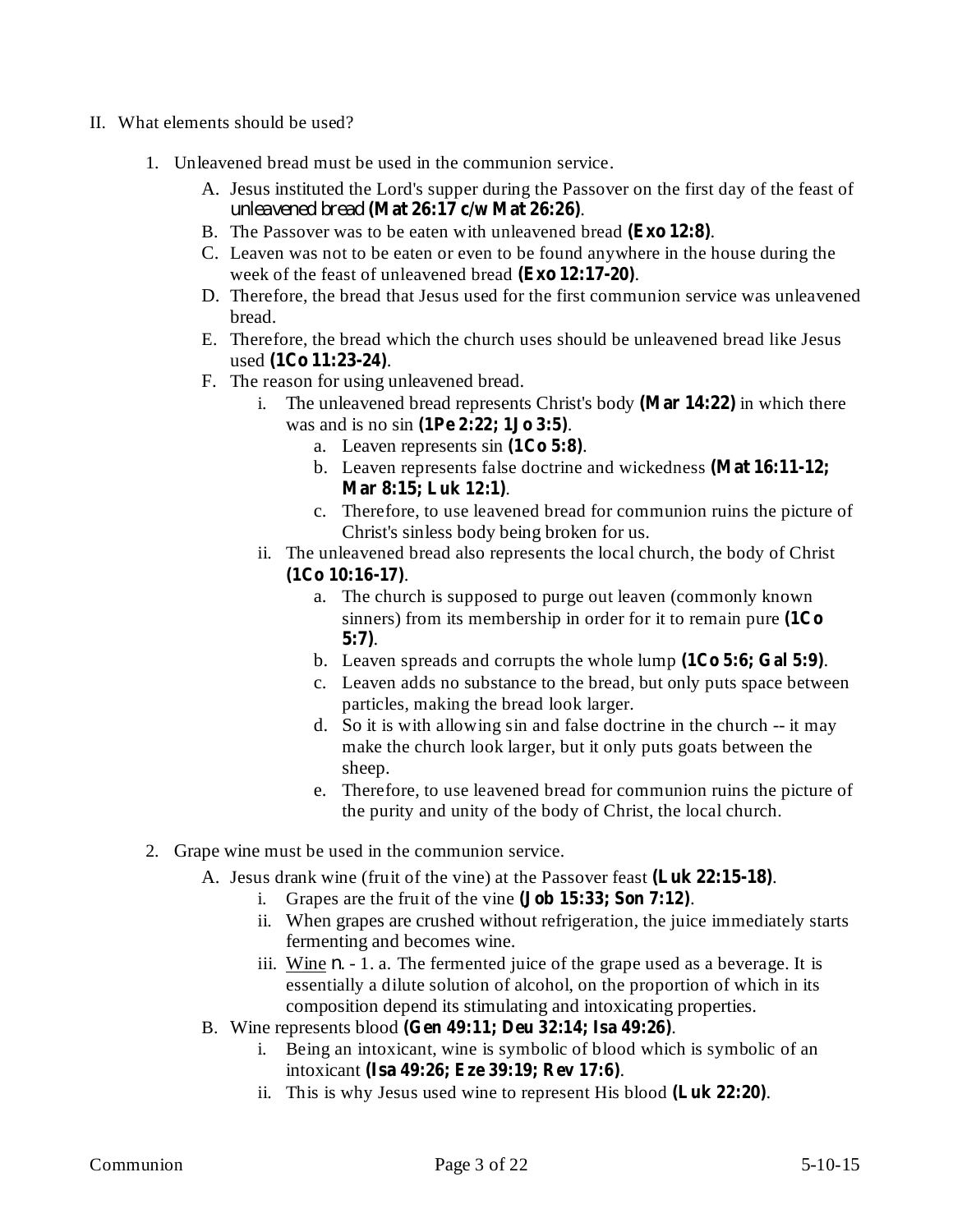II. What elements should be used?

1. Unleavened bread must be used in the communion service.
    - A. Jesus instituted the Lord's supper during the Passover on the first day of the feast of *unleavened bread* **(Mat 26:17 c/w Mat 26:26)**.
    - B. The Passover was to be eaten with unleavened bread **(Exo 12:8)**.
    - C. Leaven was not to be eaten or even to be found anywhere in the house during the week of the feast of unleavened bread **(Exo 12:17-20)**.
    - D. Therefore, the bread that Jesus used for the first communion service was unleavened bread.
    - E. Therefore, the bread which the church uses should be unleavened bread like Jesus used **(1Co 11:23-24)**.
    - F. The reason for using unleavened bread.
        - i. The unleavened bread represents Christ's body **(Mar 14:22)** in which there was and is no sin **(1Pe 2:22; 1Jo 3:5)**.
            - a. Leaven represents sin **(1Co 5:8)**.
            - b. Leaven represents false doctrine and wickedness **(Mat 16:11-12; Mar 8:15; Luk 12:1)**.
            - c. Therefore, to use leavened bread for communion ruins the picture of Christ's sinless body being broken for us.
        - ii. The unleavened bread also represents the local church, the body of Christ **(1Co 10:16-17)**.
            - a. The church is supposed to purge out leaven (commonly known sinners) from its membership in order for it to remain pure **(1Co 5:7)**.
            - b. Leaven spreads and corrupts the whole lump **(1Co 5:6; Gal 5:9)**.
            - c. Leaven adds no substance to the bread, but only puts space between particles, making the bread look larger.
            - d. So it is with allowing sin and false doctrine in the church -- it may make the church look larger, but it only puts goats between the sheep.
            - e. Therefore, to use leavened bread for communion ruins the picture of the purity and unity of the body of Christ, the local church.

2. Grape wine must be used in the communion service.
    - A. Jesus drank wine (fruit of the vine) at the Passover feast **(Luk 22:15-18)**.
        - i. Grapes are the fruit of the vine **(Job 15:33; Son 7:12)**.
        - ii. When grapes are crushed without refrigeration, the juice immediately starts fermenting and becomes wine.
        - iii. Wine *n.* - 1. a. The fermented juice of the grape used as a beverage. It is essentially a dilute solution of alcohol, on the proportion of which in its composition depend its stimulating and intoxicating properties.
    - B. Wine represents blood **(Gen 49:11; Deu 32:14; Isa 49:26)**.
        - i. Being an intoxicant, wine is symbolic of blood which is symbolic of an intoxicant **(Isa 49:26; Eze 39:19; Rev 17:6)**.
        - ii. This is why Jesus used wine to represent His blood **(Luk 22:20)**.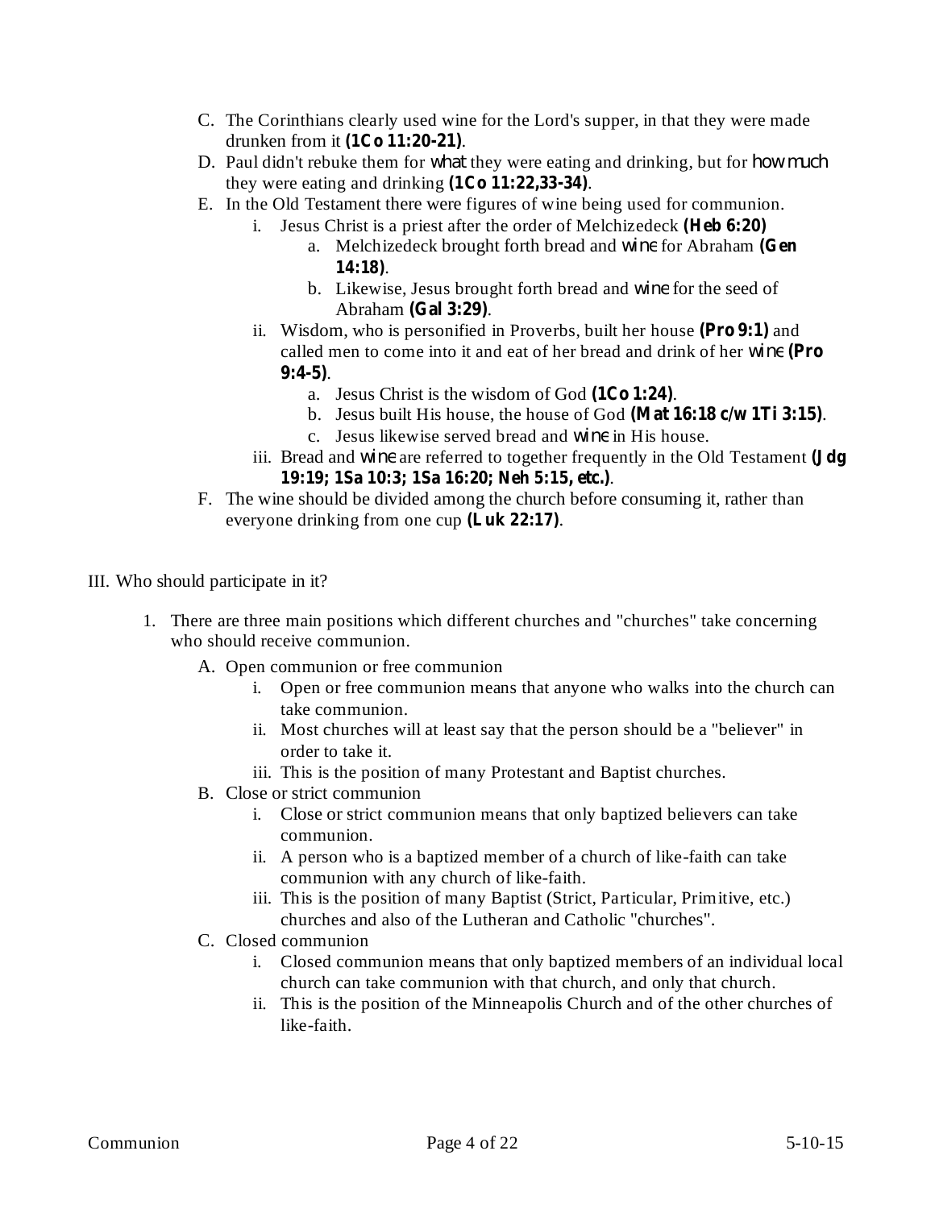C. The Corinthians clearly used wine for the Lord's supper, in that they were made drunken from it **(1Co 11:20-21)**.

D. Paul didn't rebuke them for *what* they were eating and drinking, but for *how much* they were eating and drinking **(1Co 11:22,33-34)**.

E. In the Old Testament there were figures of wine being used for communion.

   i. Jesus Christ is a priest after the order of Melchizedeck **(Heb 6:20)**

      a. Melchizedeck brought forth bread and *wine* for Abraham **(Gen 14:18)**.

      b. Likewise, Jesus brought forth bread and *wine* for the seed of Abraham **(Gal 3:29)**.

   ii. Wisdom, who is personified in Proverbs, built her house **(Pro 9:1)** and called men to come into it and eat of her bread and drink of her *wine* **(Pro 9:4-5)**.

      a. Jesus Christ is the wisdom of God **(1Co 1:24)**.

      b. Jesus built His house, the house of God **(Mat 16:18 c/w 1Ti 3:15)**.

      c. Jesus likewise served bread and *wine* in His house.

   iii. Bread and *wine* are referred to together frequently in the Old Testament **(Jdg 19:19; 1Sa 10:3; 1Sa 16:20; Neh 5:15, etc.)**.

F. The wine should be divided among the church before consuming it, rather than everyone drinking from one cup **(Luk 22:17)**.

III. Who should participate in it?

1. There are three main positions which different churches and "churches" take concerning who should receive communion.

   A. Open communion or free communion

      i. Open or free communion means that anyone who walks into the church can take communion.

      ii. Most churches will at least say that the person should be a "believer" in order to take it.

      iii. This is the position of many Protestant and Baptist churches.

   B. Close or strict communion

      i. Close or strict communion means that only baptized believers can take communion.

      ii. A person who is a baptized member of a church of like-faith can take communion with any church of like-faith.

      iii. This is the position of many Baptist (Strict, Particular, Primitive, etc.) churches and also of the Lutheran and Catholic "churches".

   C. Closed communion

      i. Closed communion means that only baptized members of an individual local church can take communion with that church, and only that church.

      ii. This is the position of the Minneapolis Church and of the other churches of like-faith.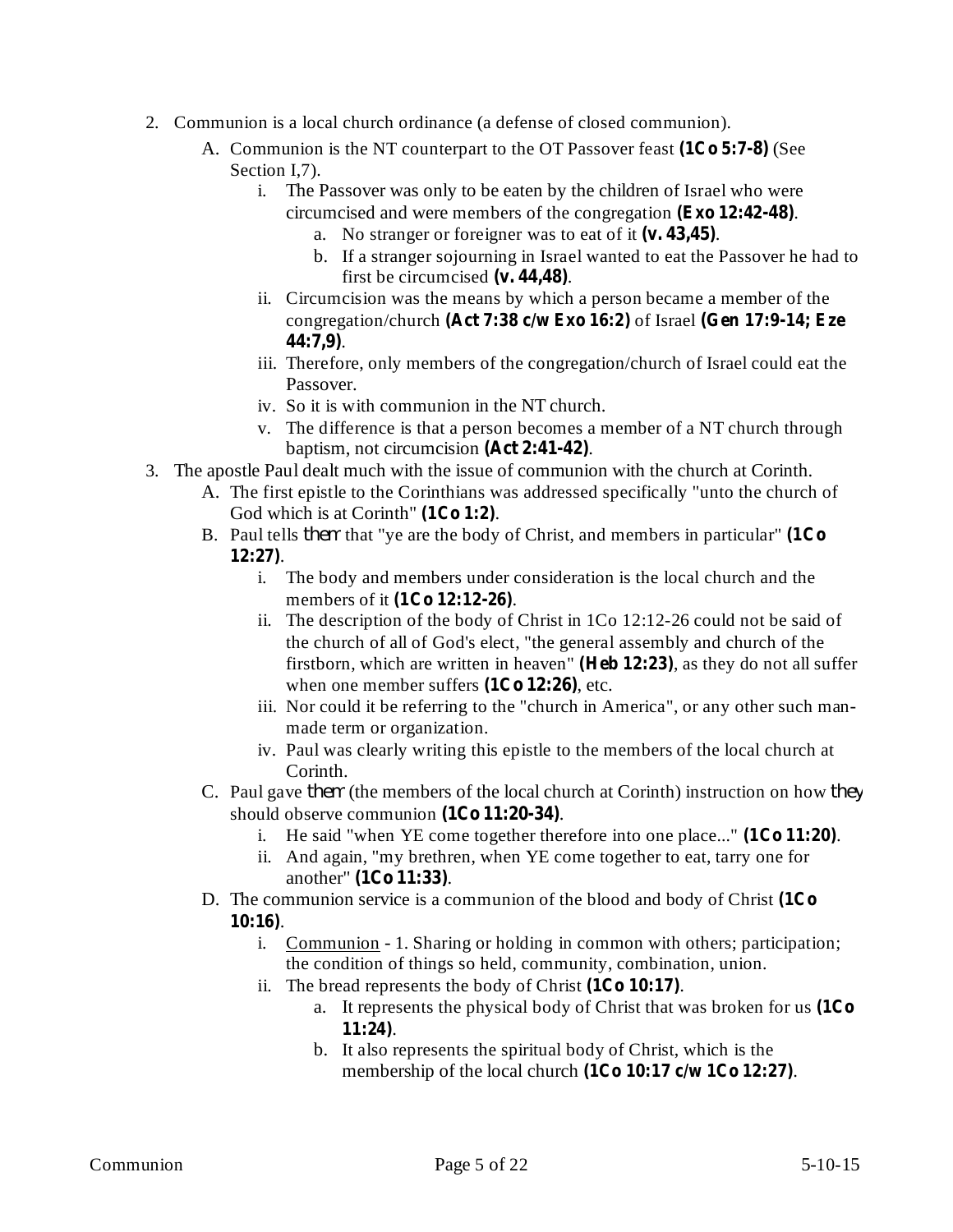2. Communion is a local church ordinance (a defense of closed communion).
    A. Communion is the NT counterpart to the OT Passover feast **(1Co 5:7-8)** (See Section I,7).
        i. The Passover was only to be eaten by the children of Israel who were circumcised and were members of the congregation **(Exo 12:42-48)**.
            a. No stranger or foreigner was to eat of it **(v. 43,45)**.
            b. If a stranger sojourning in Israel wanted to eat the Passover he had to first be circumcised **(v. 44,48)**.
        ii. Circumcision was the means by which a person became a member of the congregation/church **(Act 7:38 c/w Exo 16:2)** of Israel **(Gen 17:9-14; Eze 44:7,9)**.
        iii. Therefore, only members of the congregation/church of Israel could eat the Passover.
        iv. So it is with communion in the NT church.
        v. The difference is that a person becomes a member of a NT church through baptism, not circumcision **(Act 2:41-42)**.
3. The apostle Paul dealt much with the issue of communion with the church at Corinth.
    A. The first epistle to the Corinthians was addressed specifically "unto the church of God which is at Corinth" **(1Co 1:2)**.
    B. Paul tells *them* that "ye are the body of Christ, and members in particular" **(1Co 12:27)**.
        i. The body and members under consideration is the local church and the members of it **(1Co 12:12-26)**.
        ii. The description of the body of Christ in 1Co 12:12-26 could not be said of the church of all of God's elect, "the general assembly and church of the firstborn, which are written in heaven" **(Heb 12:23)**, as they do not all suffer when one member suffers **(1Co 12:26)**, etc.
        iii. Nor could it be referring to the "church in America", or any other such man-made term or organization.
        iv. Paul was clearly writing this epistle to the members of the local church at Corinth.
    C. Paul gave *them* (the members of the local church at Corinth) instruction on how *they* should observe communion **(1Co 11:20-34)**.
        i. He said "when YE come together therefore into one place..." **(1Co 11:20)**.
        ii. And again, "my brethren, when YE come together to eat, tarry one for another" **(1Co 11:33)**.
    D. The communion service is a communion of the blood and body of Christ **(1Co 10:16)**.
        i. Communion - 1. Sharing or holding in common with others; participation; the condition of things so held, community, combination, union.
        ii. The bread represents the body of Christ **(1Co 10:17)**.
            a. It represents the physical body of Christ that was broken for us **(1Co 11:24)**.
            b. It also represents the spiritual body of Christ, which is the membership of the local church **(1Co 10:17 c/w 1Co 12:27)**.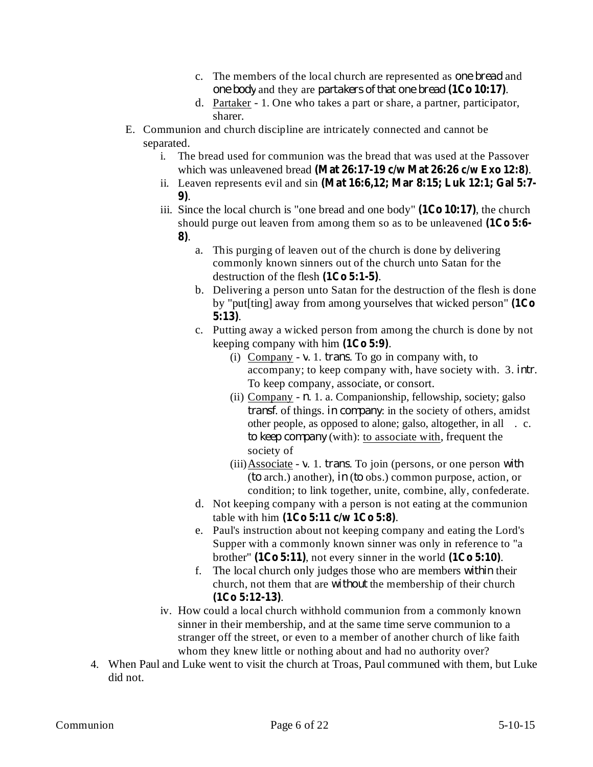c. The members of the local church are represented as *one bread* and *one body* and they are *partakers of that one bread* **(1Co 10:17)**.

d. Partaker - 1. One who takes a part or share, a partner, participator, sharer.

E. Communion and church discipline are intricately connected and cannot be separated.

   i. The bread used for communion was the bread that was used at the Passover which was unleavened bread **(Mat 26:17-19 c/w Mat 26:26 c/w Exo 12:8)**.

   ii. Leaven represents evil and sin **(Mat 16:6,12; Mar 8:15; Luk 12:1; Gal 5:7-9)**.

   iii. Since the local church is "one bread and one body" **(1Co 10:17)**, the church should purge out leaven from among them so as to be unleavened **(1Co 5:6-8)**.

      a. This purging of leaven out of the church is done by delivering commonly known sinners out of the church unto Satan for the destruction of the flesh **(1Co 5:1-5)**.

      b. Delivering a person unto Satan for the destruction of the flesh is done by "put[ting] away from among yourselves that wicked person" **(1Co 5:13)**.

      c. Putting away a wicked person from among the church is done by not keeping company with him **(1Co 5:9)**.

         (i) Company - *v.* 1. *trans.* To go in company with, to accompany; to keep company with, have society with. 3. *intr.* To keep company, associate, or consort.

         (ii) Company - *n.* 1. a. Companionship, fellowship, society; galso *transf.* of things. *in company*: in the society of others, amidst other people, as opposed to alone; galso, altogether, in all . c. *to keep company* (with): to associate with, frequent the society of

         (iii) Associate - *v.* 1. *trans.* To join (persons, or one person *with* (*to* arch.) another), *in* (*to* obs.) common purpose, action, or condition; to link together, unite, combine, ally, confederate.

      d. Not keeping company with a person is not eating at the communion table with him **(1Co 5:11 c/w 1Co 5:8)**.

      e. Paul's instruction about not keeping company and eating the Lord's Supper with a commonly known sinner was only in reference to "a brother" **(1Co 5:11)**, not every sinner in the world **(1Co 5:10)**.

      f. The local church only judges those who are members *within* their church, not them that are *without* the membership of their church **(1Co 5:12-13)**.

   iv. How could a local church withhold communion from a commonly known sinner in their membership, and at the same time serve communion to a stranger off the street, or even to a member of another church of like faith whom they knew little or nothing about and had no authority over?

4. When Paul and Luke went to visit the church at Troas, Paul communed with them, but Luke did not.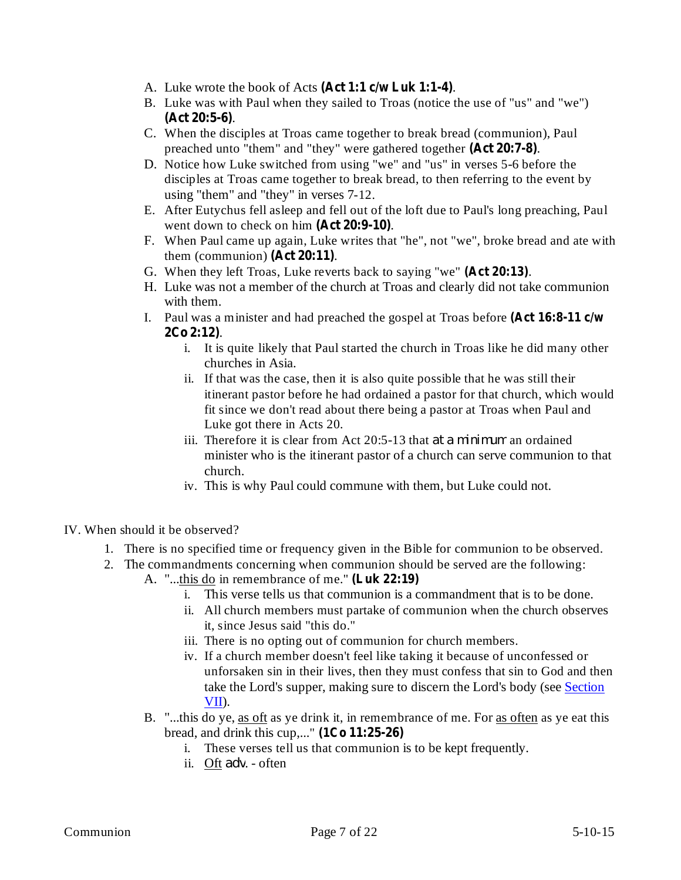A. Luke wrote the book of Acts **(Act 1:1 c/w Luk 1:1-4)**.

B. Luke was with Paul when they sailed to Troas (notice the use of "us" and "we") **(Act 20:5-6)**.

C. When the disciples at Troas came together to break bread (communion), Paul preached unto "them" and "they" were gathered together **(Act 20:7-8)**.

D. Notice how Luke switched from using "we" and "us" in verses 5-6 before the disciples at Troas came together to break bread, to then referring to the event by using "them" and "they" in verses 7-12.

E. After Eutychus fell asleep and fell out of the loft due to Paul's long preaching, Paul went down to check on him **(Act 20:9-10)**.

F. When Paul came up again, Luke writes that "he", not "we", broke bread and ate with them (communion) **(Act 20:11)**.

G. When they left Troas, Luke reverts back to saying "we" **(Act 20:13)**.

H. Luke was not a member of the church at Troas and clearly did not take communion with them.

I. Paul was a minister and had preached the gospel at Troas before **(Act 16:8-11 c/w 2Co 2:12)**.

   i. It is quite likely that Paul started the church in Troas like he did many other churches in Asia.

   ii. If that was the case, then it is also quite possible that he was still their itinerant pastor before he had ordained a pastor for that church, which would fit since we don't read about there being a pastor at Troas when Paul and Luke got there in Acts 20.

   iii. Therefore it is clear from Act 20:5-13 that *at a minimum* an ordained minister who is the itinerant pastor of a church can serve communion to that church.

   iv. This is why Paul could commune with them, but Luke could not.

IV. When should it be observed?

1. There is no specified time or frequency given in the Bible for communion to be observed.
2. The commandments concerning when communion should be served are the following:

   A. "...<u>this do</u> in remembrance of me." **(Luk 22:19)**

      i. This verse tells us that communion is a commandment that is to be done.

      ii. All church members must partake of communion when the church observes it, since Jesus said "this do."

      iii. There is no opting out of communion for church members.

      iv. If a church member doesn't feel like taking it because of unconfessed or unforsaken sin in their lives, then they must confess that sin to God and then take the Lord's supper, making sure to discern the Lord's body (see Section VII).

   B. "...this do ye, <u>as oft</u> as ye drink it, in remembrance of me. For <u>as often</u> as ye eat this bread, and drink this cup,..." **(1Co 11:25-26)**

      i. These verses tell us that communion is to be kept frequently.

      ii. <u>Oft</u> *adv.* - often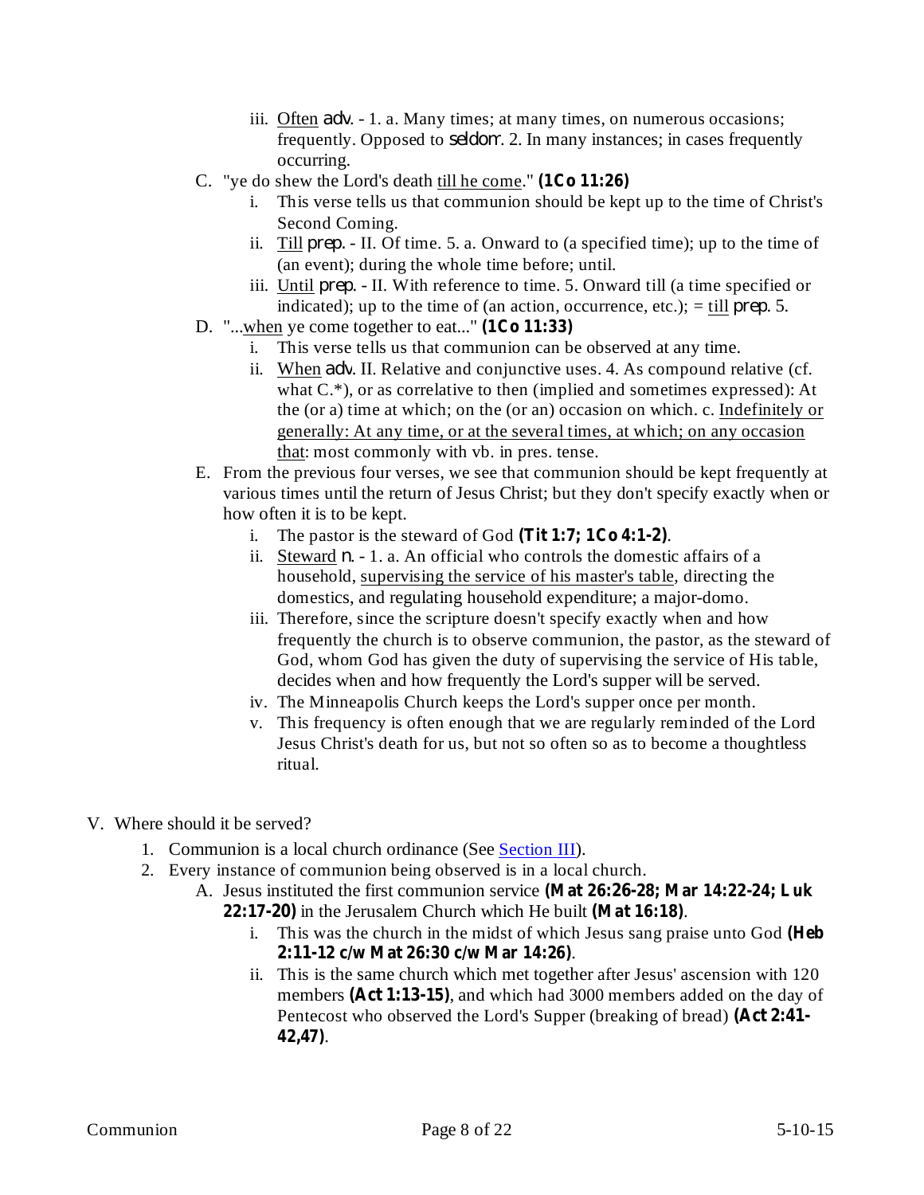iii. <u>Often</u> *adv.* - 1. a. Many times; at many times, on numerous occasions; frequently. Opposed to *seldom*. 2. In many instances; in cases frequently occurring.

C. "ye do shew the Lord's death <u>till he come</u>." **(1Co 11:26)**
   i. This verse tells us that communion should be kept up to the time of Christ's Second Coming.
   ii. <u>Till</u> *prep.* - II. Of time. 5. a. Onward to (a specified time); up to the time of (an event); during the whole time before; until.
   iii. <u>Until</u> *prep.* - II. With reference to time. 5. Onward till (a time specified or indicated); up to the time of (an action, occurrence, etc.); = <u>till</u> *prep.* 5.

D. "...<u>when</u> ye come together to eat..." **(1Co 11:33)**
   i. This verse tells us that communion can be observed at any time.
   ii. <u>When</u> *adv.* II. Relative and conjunctive uses. 4. As compound relative (cf. what C.*), or as correlative to then (implied and sometimes expressed): At the (or a) time at which; on the (or an) occasion on which. c. <u>Indefinitely or generally: At any time, or at the several times, at which; on any occasion that</u>: most commonly with vb. in pres. tense.

E. From the previous four verses, we see that communion should be kept frequently at various times until the return of Jesus Christ; but they don't specify exactly when or how often it is to be kept.
   i. The pastor is the steward of God **(Tit 1:7; 1Co 4:1-2)**.
   ii. <u>Steward</u> *n.* - 1. a. An official who controls the domestic affairs of a household, <u>supervising the service of his master's table</u>, directing the domestics, and regulating household expenditure; a major-domo.
   iii. Therefore, since the scripture doesn't specify exactly when and how frequently the church is to observe communion, the pastor, as the steward of God, whom God has given the duty of supervising the service of His table, decides when and how frequently the Lord's supper will be served.
   iv. The Minneapolis Church keeps the Lord's supper once per month.
   v. This frequency is often enough that we are regularly reminded of the Lord Jesus Christ's death for us, but not so often so as to become a thoughtless ritual.

V. Where should it be served?

1. Communion is a local church ordinance (See [Section III]).
2. Every instance of communion being observed is in a local church.
   A. Jesus instituted the first communion service **(Mat 26:26-28; Mar 14:22-24; Luk 22:17-20)** in the Jerusalem Church which He built **(Mat 16:18)**.
      i. This was the church in the midst of which Jesus sang praise unto God **(Heb 2:11-12 c/w Mat 26:30 c/w Mar 14:26)**.
      ii. This is the same church which met together after Jesus' ascension with 120 members **(Act 1:13-15)**, and which had 3000 members added on the day of Pentecost who observed the Lord's Supper (breaking of bread) **(Act 2:41-42,47)**.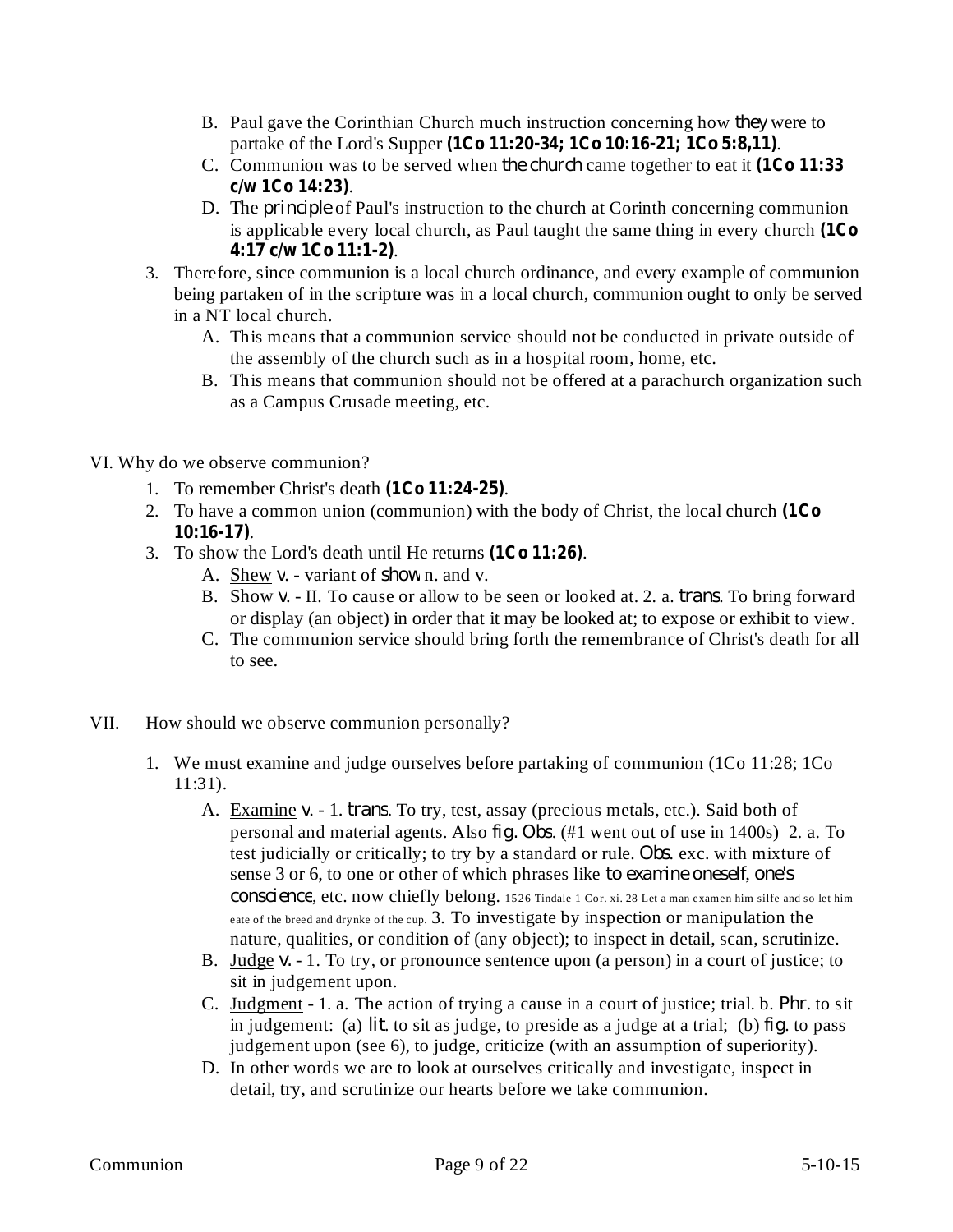B. Paul gave the Corinthian Church much instruction concerning how *they* were to partake of the Lord's Supper **(1Co 11:20-34; 1Co 10:16-21; 1Co 5:8,11)**.

C. Communion was to be served when *the church* came together to eat it **(1Co 11:33 c/w 1Co 14:23)**.

D. The *principle* of Paul's instruction to the church at Corinth concerning communion is applicable every local church, as Paul taught the same thing in every church **(1Co 4:17 c/w 1Co 11:1-2)**.

3. Therefore, since communion is a local church ordinance, and every example of communion being partaken of in the scripture was in a local church, communion ought to only be served in a NT local church.
   - A. This means that a communion service should not be conducted in private outside of the assembly of the church such as in a hospital room, home, etc.
   - B. This means that communion should not be offered at a parachurch organization such as a Campus Crusade meeting, etc.

## VI. Why do we observe communion?

1. To remember Christ's death **(1Co 11:24-25)**.
2. To have a common union (communion) with the body of Christ, the local church **(1Co 10:16-17)**.
3. To show the Lord's death until He returns **(1Co 11:26)**.
   - A. Shew *v.* - variant of *show* n. and v.
   - B. Show *v.* - II. To cause or allow to be seen or looked at. 2. a. *trans*. To bring forward or display (an object) in order that it may be looked at; to expose or exhibit to view.
   - C. The communion service should bring forth the remembrance of Christ's death for all to see.

## VII. How should we observe communion personally?

1. We must examine and judge ourselves before partaking of communion (1Co 11:28; 1Co 11:31).
   - A. Examine *v.* - 1. *trans*. To try, test, assay (precious metals, etc.). Said both of personal and material agents. Also *fig. Obs*. (#1 went out of use in 1400s) 2. a. To test judicially or critically; to try by a standard or rule. *Obs*. exc. with mixture of sense 3 or 6, to one or other of which phrases like *to examine oneself, one's conscience*, etc. now chiefly belong. 1526 Tindale 1 Cor. xi. 28 Let a man examen him silfe and so let him eate of the breed and drynke of the cup. 3. To investigate by inspection or manipulation the nature, qualities, or condition of (any object); to inspect in detail, scan, scrutinize.
   - B. Judge *v.* - 1. To try, or pronounce sentence upon (a person) in a court of justice; to sit in judgement upon.
   - C. Judgment - 1. a. The action of trying a cause in a court of justice; trial. b. *Phr*. to sit in judgement: (a) *lit*. to sit as judge, to preside as a judge at a trial; (b) *fig*. to pass judgement upon (see 6), to judge, criticize (with an assumption of superiority).
   - D. In other words we are to look at ourselves critically and investigate, inspect in detail, try, and scrutinize our hearts before we take communion.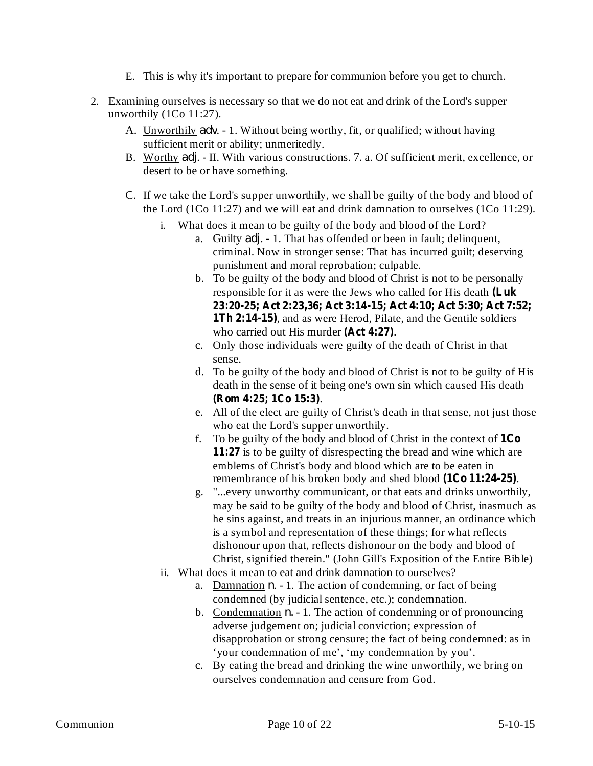E. This is why it's important to prepare for communion before you get to church.

2. Examining ourselves is necessary so that we do not eat and drink of the Lord's supper unworthily (1Co 11:27).
   A. <u>Unworthily</u> *adv.* - 1. Without being worthy, fit, or qualified; without having sufficient merit or ability; unmeritedly.
   B. <u>Worthy</u> *adj.* - II. With various constructions. 7. a. Of sufficient merit, excellence, or desert to be or have something.
   C. If we take the Lord's supper unworthily, we shall be guilty of the body and blood of the Lord (1Co 11:27) and we will eat and drink damnation to ourselves (1Co 11:29).
      i. What does it mean to be guilty of the body and blood of the Lord?
         a. <u>Guilty</u> *adj.* - 1. That has offended or been in fault; delinquent, criminal. Now in stronger sense: That has incurred guilt; deserving punishment and moral reprobation; culpable.
         b. To be guilty of the body and blood of Christ is not to be personally responsible for it as were the Jews who called for His death **(Luk 23:20-25; Act 2:23,36; Act 3:14-15; Act 4:10; Act 5:30; Act 7:52; 1Th 2:14-15)**, and as were Herod, Pilate, and the Gentile soldiers who carried out His murder **(Act 4:27)**.
         c. Only those individuals were guilty of the death of Christ in that sense.
         d. To be guilty of the body and blood of Christ is not to be guilty of His death in the sense of it being one's own sin which caused His death **(Rom 4:25; 1Co 15:3)**.
         e. All of the elect are guilty of Christ's death in that sense, not just those who eat the Lord's supper unworthily.
         f. To be guilty of the body and blood of Christ in the context of **1Co 11:27** is to be guilty of disrespecting the bread and wine which are emblems of Christ's body and blood which are to be eaten in remembrance of his broken body and shed blood **(1Co 11:24-25)**.
         g. "...every unworthy communicant, or that eats and drinks unworthily, may be said to be guilty of the body and blood of Christ, inasmuch as he sins against, and treats in an injurious manner, an ordinance which is a symbol and representation of these things; for what reflects dishonour upon that, reflects dishonour on the body and blood of Christ, signified therein." (John Gill's Exposition of the Entire Bible)
      ii. What does it mean to eat and drink damnation to ourselves?
         a. <u>Damnation</u> *n.* - 1. The action of condemning, or fact of being condemned (by judicial sentence, etc.); condemnation.
         b. <u>Condemnation</u> *n.* - 1. The action of condemning or of pronouncing adverse judgement on; judicial conviction; expression of disapprobation or strong censure; the fact of being condemned: as in 'your condemnation of me', 'my condemnation by you'.
         c. By eating the bread and drinking the wine unworthily, we bring on ourselves condemnation and censure from God.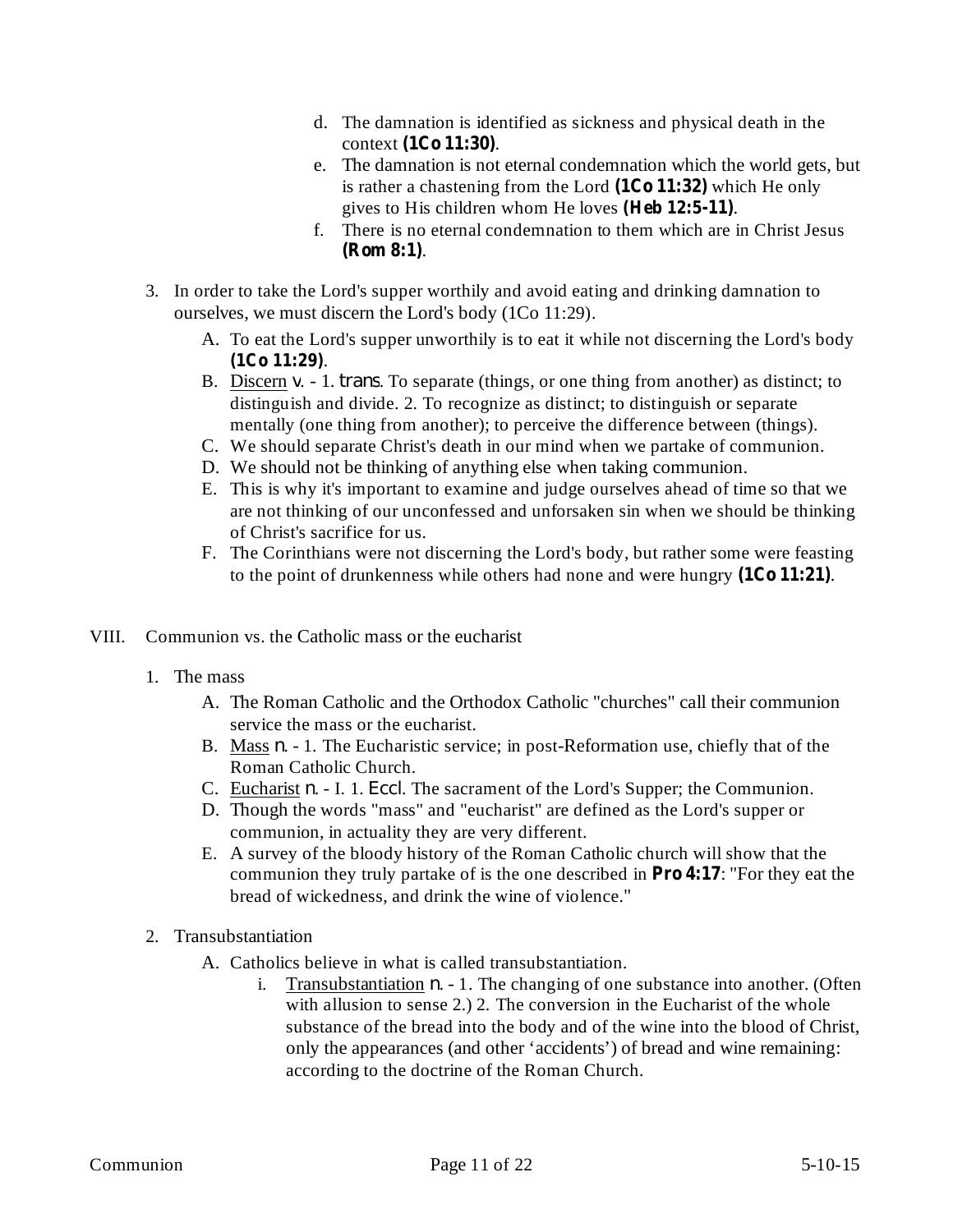d. The damnation is identified as sickness and physical death in the context **(1Co 11:30)**.
   e. The damnation is not eternal condemnation which the world gets, but is rather a chastening from the Lord **(1Co 11:32)** which He only gives to His children whom He loves **(Heb 12:5-11)**.
   f. There is no eternal condemnation to them which are in Christ Jesus **(Rom 8:1)**.

3. In order to take the Lord's supper worthily and avoid eating and drinking damnation to ourselves, we must discern the Lord's body (1Co 11:29).
   A. To eat the Lord's supper unworthily is to eat it while not discerning the Lord's body **(1Co 11:29)**.
   B. <u>Discern</u> *v.* - 1. *trans.* To separate (things, or one thing from another) as distinct; to distinguish and divide. 2. To recognize as distinct; to distinguish or separate mentally (one thing from another); to perceive the difference between (things).
   C. We should separate Christ's death in our mind when we partake of communion.
   D. We should not be thinking of anything else when taking communion.
   E. This is why it's important to examine and judge ourselves ahead of time so that we are not thinking of our unconfessed and unforsaken sin when we should be thinking of Christ's sacrifice for us.
   F. The Corinthians were not discerning the Lord's body, but rather some were feasting to the point of drunkenness while others had none and were hungry **(1Co 11:21)**.

VIII. Communion vs. the Catholic mass or the eucharist

1. The mass
   A. The Roman Catholic and the Orthodox Catholic "churches" call their communion service the mass or the eucharist.
   B. <u>Mass</u> *n.* - 1. The Eucharistic service; in post-Reformation use, chiefly that of the Roman Catholic Church.
   C. <u>Eucharist</u> *n.* - I. 1. *Eccl.* The sacrament of the Lord's Supper; the Communion.
   D. Though the words "mass" and "eucharist" are defined as the Lord's supper or communion, in actuality they are very different.
   E. A survey of the bloody history of the Roman Catholic church will show that the communion they truly partake of is the one described in **Pro 4:17**: "For they eat the bread of wickedness, and drink the wine of violence."

2. Transubstantiation
   A. Catholics believe in what is called transubstantiation.
      i. <u>Transubstantiation</u> *n.* - 1. The changing of one substance into another. (Often with allusion to sense 2.) 2. The conversion in the Eucharist of the whole substance of the bread into the body and of the wine into the blood of Christ, only the appearances (and other 'accidents') of bread and wine remaining: according to the doctrine of the Roman Church.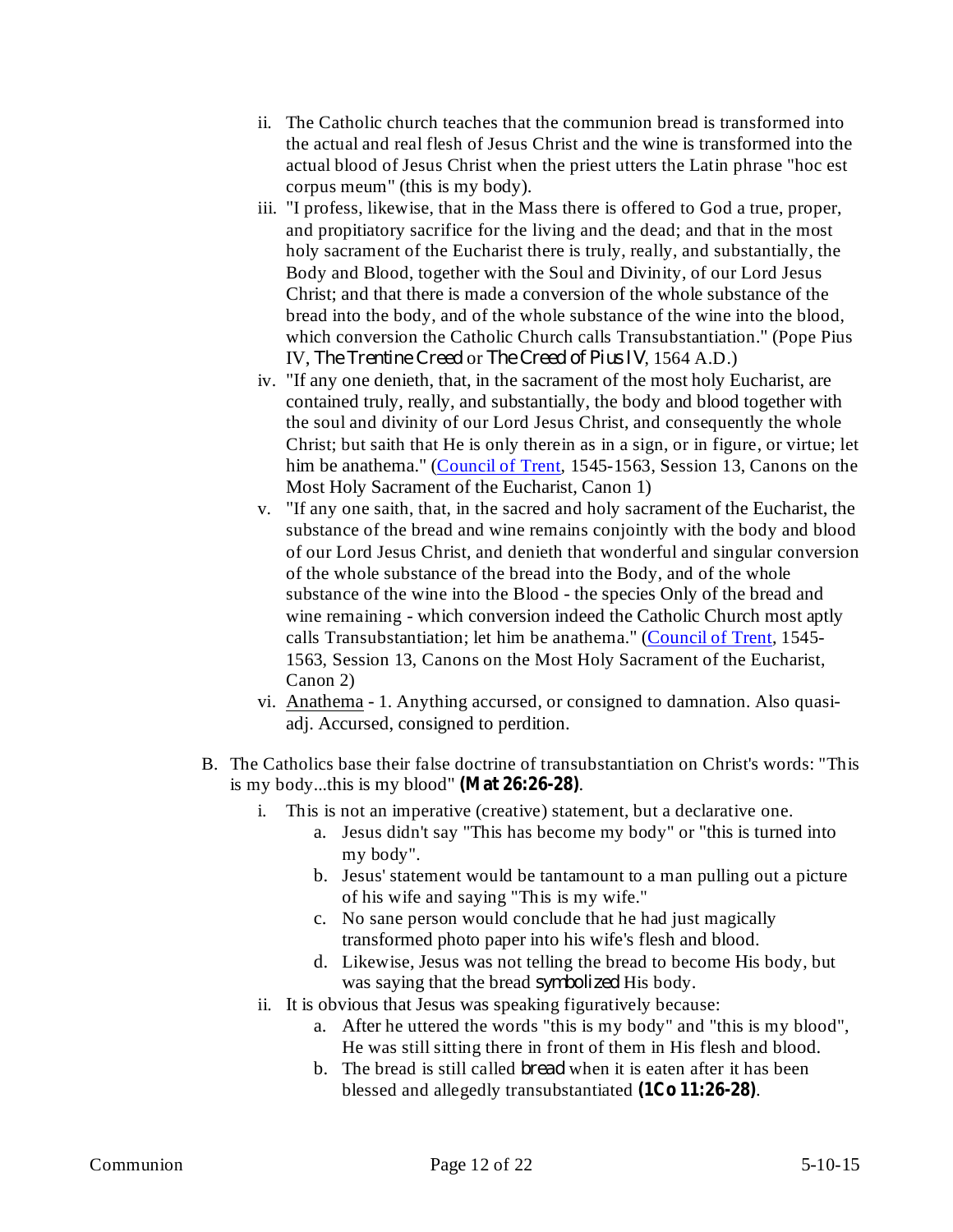ii. The Catholic church teaches that the communion bread is transformed into the actual and real flesh of Jesus Christ and the wine is transformed into the actual blood of Jesus Christ when the priest utters the Latin phrase "hoc est corpus meum" (this is my body).
   iii. "I profess, likewise, that in the Mass there is offered to God a true, proper, and propitiatory sacrifice for the living and the dead; and that in the most holy sacrament of the Eucharist there is truly, really, and substantially, the Body and Blood, together with the Soul and Divinity, of our Lord Jesus Christ; and that there is made a conversion of the whole substance of the bread into the body, and of the whole substance of the wine into the blood, which conversion the Catholic Church calls Transubstantiation." (Pope Pius IV, *The Trentine Creed* or *The Creed of Pius IV*, 1564 A.D.)
   iv. "If any one denieth, that, in the sacrament of the most holy Eucharist, are contained truly, really, and substantially, the body and blood together with the soul and divinity of our Lord Jesus Christ, and consequently the whole Christ; but saith that He is only therein as in a sign, or in figure, or virtue; let him be anathema." (Council of Trent, 1545-1563, Session 13, Canons on the Most Holy Sacrament of the Eucharist, Canon 1)
   v. "If any one saith, that, in the sacred and holy sacrament of the Eucharist, the substance of the bread and wine remains conjointly with the body and blood of our Lord Jesus Christ, and denieth that wonderful and singular conversion of the whole substance of the bread into the Body, and of the whole substance of the wine into the Blood - the species Only of the bread and wine remaining - which conversion indeed the Catholic Church most aptly calls Transubstantiation; let him be anathema." (Council of Trent, 1545-1563, Session 13, Canons on the Most Holy Sacrament of the Eucharist, Canon 2)
   vi. Anathema - 1. Anything accursed, or consigned to damnation. Also quasi-adj. Accursed, consigned to perdition.

B. The Catholics base their false doctrine of transubstantiation on Christ's words: "This is my body...this is my blood" **(Mat 26:26-28)**.
   i. This is not an imperative (creative) statement, but a declarative one.
      a. Jesus didn't say "This has become my body" or "this is turned into my body".
      b. Jesus' statement would be tantamount to a man pulling out a picture of his wife and saying "This is my wife."
      c. No sane person would conclude that he had just magically transformed photo paper into his wife's flesh and blood.
      d. Likewise, Jesus was not telling the bread to become His body, but was saying that the bread *symbolized* His body.
   ii. It is obvious that Jesus was speaking figuratively because:
      a. After he uttered the words "this is my body" and "this is my blood", He was still sitting there in front of them in His flesh and blood.
      b. The bread is still called *bread* when it is eaten after it has been blessed and allegedly transubstantiated **(1Co 11:26-28)**.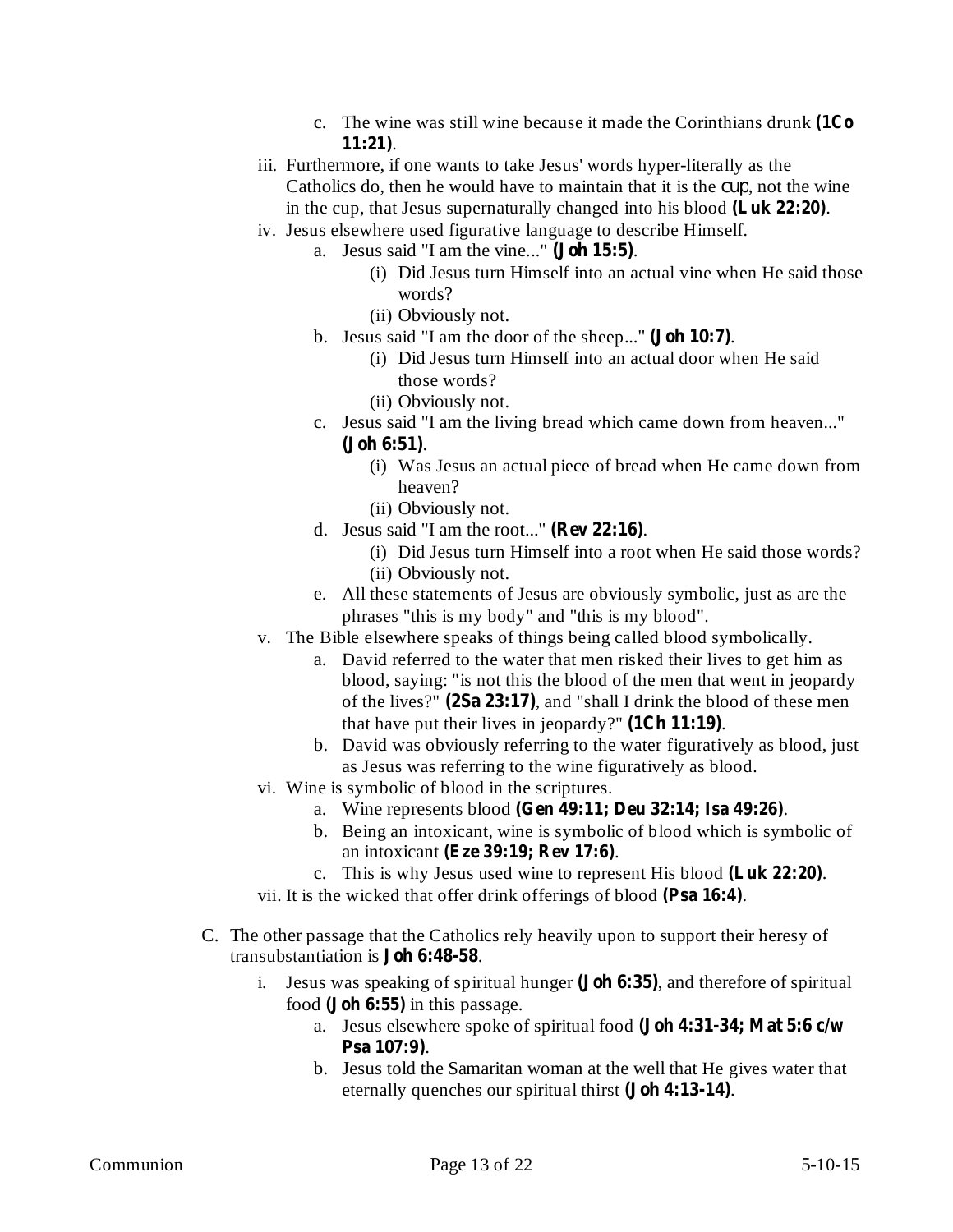c. The wine was still wine because it made the Corinthians drunk **(1Co 11:21)**.

iii. Furthermore, if one wants to take Jesus' words hyper-literally as the Catholics do, then he would have to maintain that it is the cup, not the wine in the cup, that Jesus supernaturally changed into his blood **(Luk 22:20)**.

iv. Jesus elsewhere used figurative language to describe Himself.

a. Jesus said "I am the vine..." **(Joh 15:5)**.
   - (i) Did Jesus turn Himself into an actual vine when He said those words?
   - (ii) Obviously not.

b. Jesus said "I am the door of the sheep..." **(Joh 10:7)**.
   - (i) Did Jesus turn Himself into an actual door when He said those words?
   - (ii) Obviously not.

c. Jesus said "I am the living bread which came down from heaven..." **(Joh 6:51)**.
   - (i) Was Jesus an actual piece of bread when He came down from heaven?
   - (ii) Obviously not.

d. Jesus said "I am the root..." **(Rev 22:16)**.
   - (i) Did Jesus turn Himself into a root when He said those words?
   - (ii) Obviously not.

e. All these statements of Jesus are obviously symbolic, just as are the phrases "this is my body" and "this is my blood".

v. The Bible elsewhere speaks of things being called blood symbolically.

a. David referred to the water that men risked their lives to get him as blood, saying: "is not this the blood of the men that went in jeopardy of the lives?" **(2Sa 23:17)**, and "shall I drink the blood of these men that have put their lives in jeopardy?" **(1Ch 11:19)**.

b. David was obviously referring to the water figuratively as blood, just as Jesus was referring to the wine figuratively as blood.

vi. Wine is symbolic of blood in the scriptures.

a. Wine represents blood **(Gen 49:11; Deu 32:14; Isa 49:26)**.

b. Being an intoxicant, wine is symbolic of blood which is symbolic of an intoxicant **(Eze 39:19; Rev 17:6)**.

c. This is why Jesus used wine to represent His blood **(Luk 22:20)**.

vii. It is the wicked that offer drink offerings of blood **(Psa 16:4)**.

C. The other passage that the Catholics rely heavily upon to support their heresy of transubstantiation is **Joh 6:48-58**.

i. Jesus was speaking of spiritual hunger **(Joh 6:35)**, and therefore of spiritual food **(Joh 6:55)** in this passage.

a. Jesus elsewhere spoke of spiritual food **(Joh 4:31-34; Mat 5:6 c/w Psa 107:9)**.

b. Jesus told the Samaritan woman at the well that He gives water that eternally quenches our spiritual thirst **(Joh 4:13-14)**.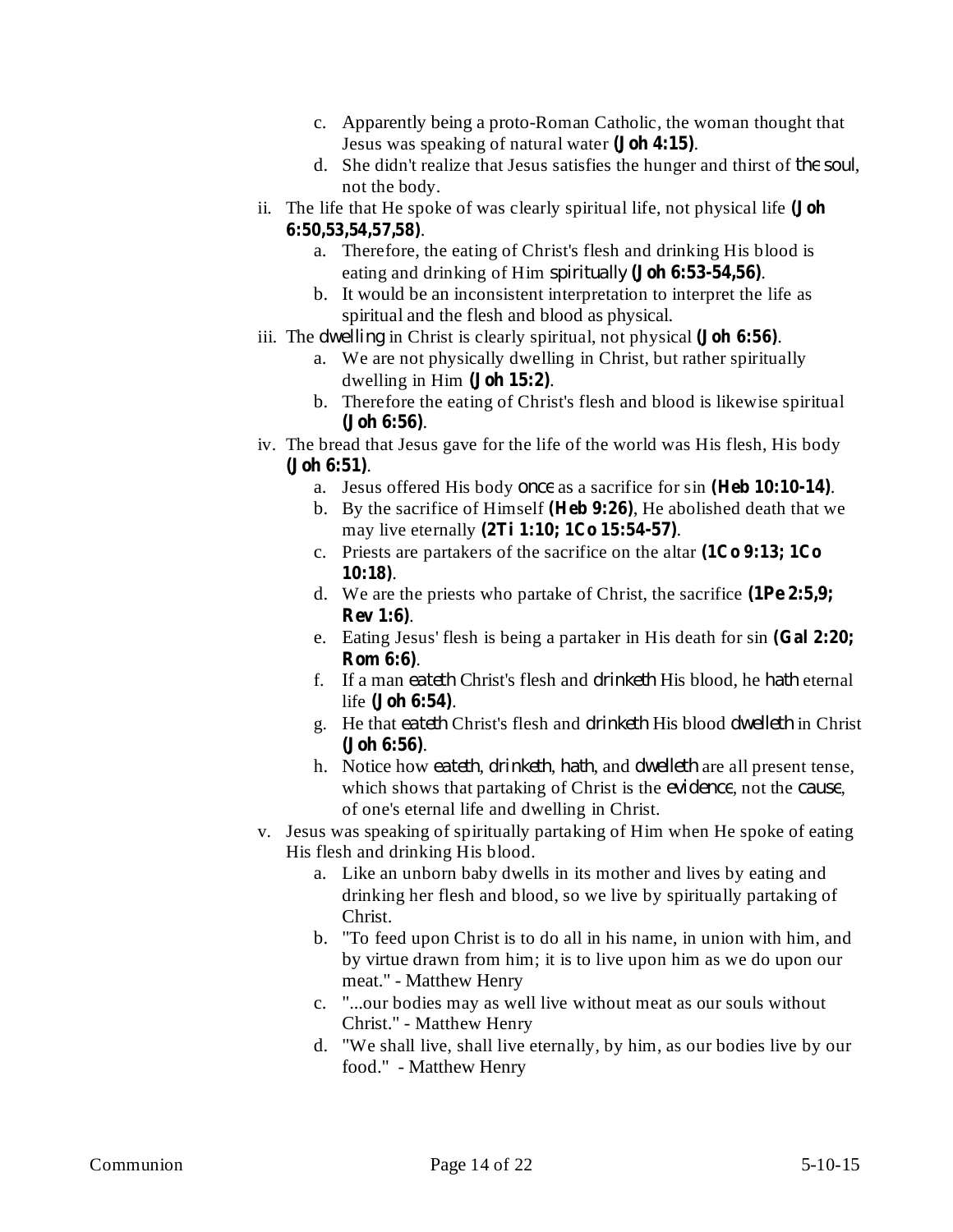- c. Apparently being a proto-Roman Catholic, the woman thought that Jesus was speaking of natural water **(Joh 4:15)**.
   - d. She didn't realize that Jesus satisfies the hunger and thirst of *the soul*, not the body.

ii. The life that He spoke of was clearly spiritual life, not physical life **(Joh 6:50,53,54,57,58)**.
   - a. Therefore, the eating of Christ's flesh and drinking His blood is eating and drinking of Him *spiritually* **(Joh 6:53-54,56)**.
   - b. It would be an inconsistent interpretation to interpret the life as spiritual and the flesh and blood as physical.

iii. The *dwelling* in Christ is clearly spiritual, not physical **(Joh 6:56)**.
   - a. We are not physically dwelling in Christ, but rather spiritually dwelling in Him **(Joh 15:2)**.
   - b. Therefore the eating of Christ's flesh and blood is likewise spiritual **(Joh 6:56)**.

iv. The bread that Jesus gave for the life of the world was His flesh, His body **(Joh 6:51)**.
   - a. Jesus offered His body *once* as a sacrifice for sin **(Heb 10:10-14)**.
   - b. By the sacrifice of Himself **(Heb 9:26)**, He abolished death that we may live eternally **(2Ti 1:10; 1Co 15:54-57)**.
   - c. Priests are partakers of the sacrifice on the altar **(1Co 9:13; 1Co 10:18)**.
   - d. We are the priests who partake of Christ, the sacrifice **(1Pe 2:5,9; Rev 1:6)**.
   - e. Eating Jesus' flesh is being a partaker in His death for sin **(Gal 2:20; Rom 6:6)**.
   - f. If a man *eateth* Christ's flesh and *drinketh* His blood, he *hath* eternal life **(Joh 6:54)**.
   - g. He that *eateth* Christ's flesh and *drinketh* His blood *dwelleth* in Christ **(Joh 6:56)**.
   - h. Notice how *eateth*, *drinketh*, *hath*, and *dwelleth* are all present tense, which shows that partaking of Christ is the *evidence*, not the *cause*, of one's eternal life and dwelling in Christ.

v. Jesus was speaking of spiritually partaking of Him when He spoke of eating His flesh and drinking His blood.
   - a. Like an unborn baby dwells in its mother and lives by eating and drinking her flesh and blood, so we live by spiritually partaking of Christ.
   - b. "To feed upon Christ is to do all in his name, in union with him, and by virtue drawn from him; it is to live upon him as we do upon our meat." - Matthew Henry
   - c. "...our bodies may as well live without meat as our souls without Christ." - Matthew Henry
   - d. "We shall live, shall live eternally, by him, as our bodies live by our food." - Matthew Henry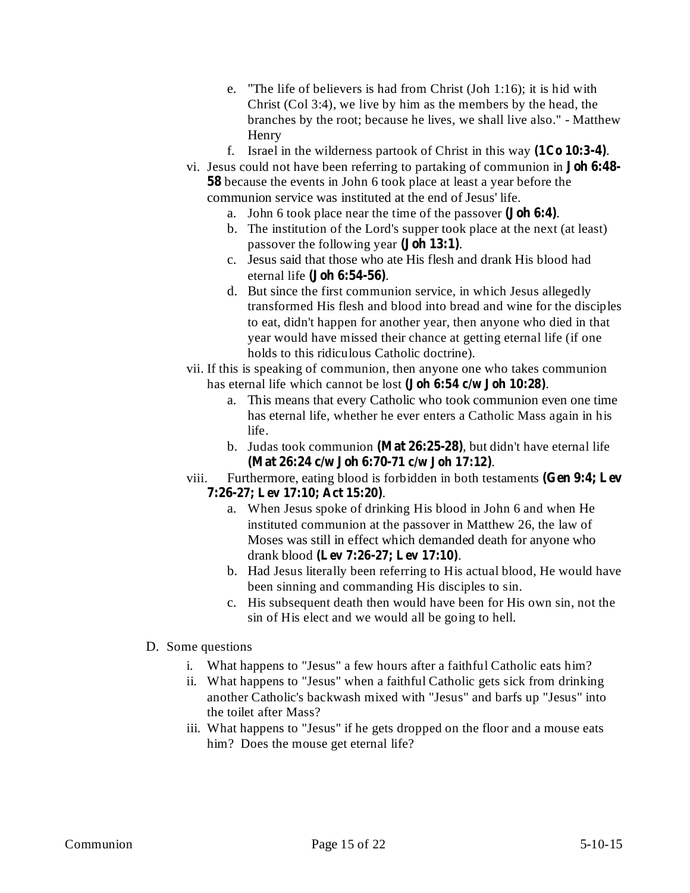e. "The life of believers is had from Christ (Joh 1:16); it is hid with Christ (Col 3:4), we live by him as the members by the head, the branches by the root; because he lives, we shall live also." - Matthew Henry
   f. Israel in the wilderness partook of Christ in this way **(1Co 10:3-4)**.

vi. Jesus could not have been referring to partaking of communion in **Joh 6:48-58** because the events in John 6 took place at least a year before the communion service was instituted at the end of Jesus' life.
   a. John 6 took place near the time of the passover **(Joh 6:4)**.
   b. The institution of the Lord's supper took place at the next (at least) passover the following year **(Joh 13:1)**.
   c. Jesus said that those who ate His flesh and drank His blood had eternal life **(Joh 6:54-56)**.
   d. But since the first communion service, in which Jesus allegedly transformed His flesh and blood into bread and wine for the disciples to eat, didn't happen for another year, then anyone who died in that year would have missed their chance at getting eternal life (if one holds to this ridiculous Catholic doctrine).

vii. If this is speaking of communion, then anyone one who takes communion has eternal life which cannot be lost **(Joh 6:54 c/w Joh 10:28)**.
   a. This means that every Catholic who took communion even one time has eternal life, whether he ever enters a Catholic Mass again in his life.
   b. Judas took communion **(Mat 26:25-28)**, but didn't have eternal life **(Mat 26:24 c/w Joh 6:70-71 c/w Joh 17:12)**.

viii. Furthermore, eating blood is forbidden in both testaments **(Gen 9:4; Lev 7:26-27; Lev 17:10; Act 15:20)**.
   a. When Jesus spoke of drinking His blood in John 6 and when He instituted communion at the passover in Matthew 26, the law of Moses was still in effect which demanded death for anyone who drank blood **(Lev 7:26-27; Lev 17:10)**.
   b. Had Jesus literally been referring to His actual blood, He would have been sinning and commanding His disciples to sin.
   c. His subsequent death then would have been for His own sin, not the sin of His elect and we would all be going to hell.

D. Some questions

i. What happens to "Jesus" a few hours after a faithful Catholic eats him?

ii. What happens to "Jesus" when a faithful Catholic gets sick from drinking another Catholic's backwash mixed with "Jesus" and barfs up "Jesus" into the toilet after Mass?

iii. What happens to "Jesus" if he gets dropped on the floor and a mouse eats him? Does the mouse get eternal life?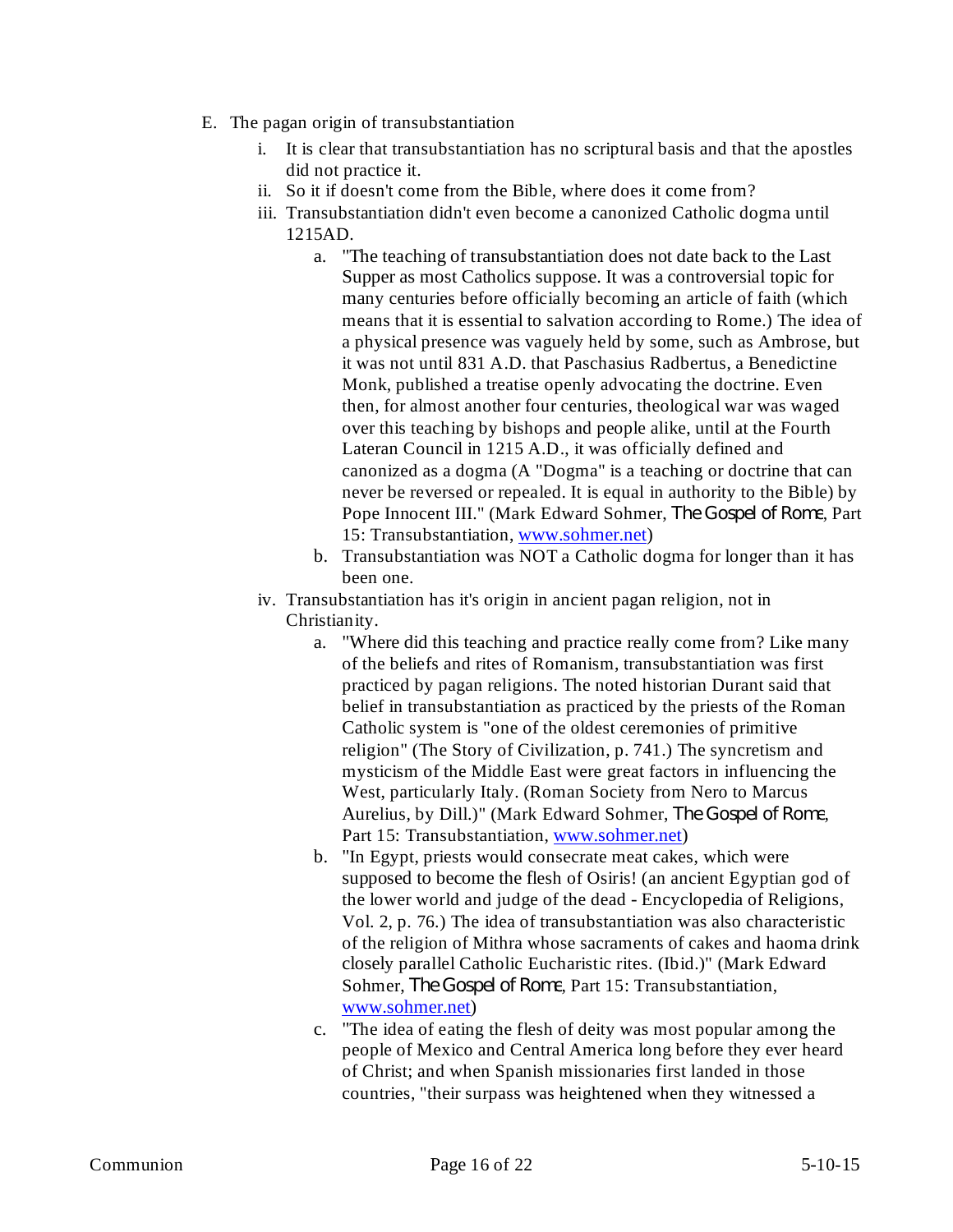E. The pagan origin of transubstantiation

   i. It is clear that transubstantiation has no scriptural basis and that the apostles did not practice it.
   ii. So it if doesn't come from the Bible, where does it come from?
   iii. Transubstantiation didn't even become a canonized Catholic dogma until 1215AD.
      a. "The teaching of transubstantiation does not date back to the Last Supper as most Catholics suppose. It was a controversial topic for many centuries before officially becoming an article of faith (which means that it is essential to salvation according to Rome.) The idea of a physical presence was vaguely held by some, such as Ambrose, but it was not until 831 A.D. that Paschasius Radbertus, a Benedictine Monk, published a treatise openly advocating the doctrine. Even then, for almost another four centuries, theological war was waged over this teaching by bishops and people alike, until at the Fourth Lateran Council in 1215 A.D., it was officially defined and canonized as a dogma (A "Dogma" is a teaching or doctrine that can never be reversed or repealed. It is equal in authority to the Bible) by Pope Innocent III." (Mark Edward Sohmer, *The Gospel of Rome*, Part 15: Transubstantiation, www.sohmer.net)
      b. Transubstantiation was NOT a Catholic dogma for longer than it has been one.
   iv. Transubstantiation has it's origin in ancient pagan religion, not in Christianity.
      a. "Where did this teaching and practice really come from? Like many of the beliefs and rites of Romanism, transubstantiation was first practiced by pagan religions. The noted historian Durant said that belief in transubstantiation as practiced by the priests of the Roman Catholic system is "one of the oldest ceremonies of primitive religion" (The Story of Civilization, p. 741.) The syncretism and mysticism of the Middle East were great factors in influencing the West, particularly Italy. (Roman Society from Nero to Marcus Aurelius, by Dill.)" (Mark Edward Sohmer, *The Gospel of Rome*, Part 15: Transubstantiation, www.sohmer.net)
      b. "In Egypt, priests would consecrate meat cakes, which were supposed to become the flesh of Osiris! (an ancient Egyptian god of the lower world and judge of the dead - Encyclopedia of Religions, Vol. 2, p. 76.) The idea of transubstantiation was also characteristic of the religion of Mithra whose sacraments of cakes and haoma drink closely parallel Catholic Eucharistic rites. (Ibid.)" (Mark Edward Sohmer, *The Gospel of Rome*, Part 15: Transubstantiation, www.sohmer.net)
      c. "The idea of eating the flesh of deity was most popular among the people of Mexico and Central America long before they ever heard of Christ; and when Spanish missionaries first landed in those countries, "their surpass was heightened when they witnessed a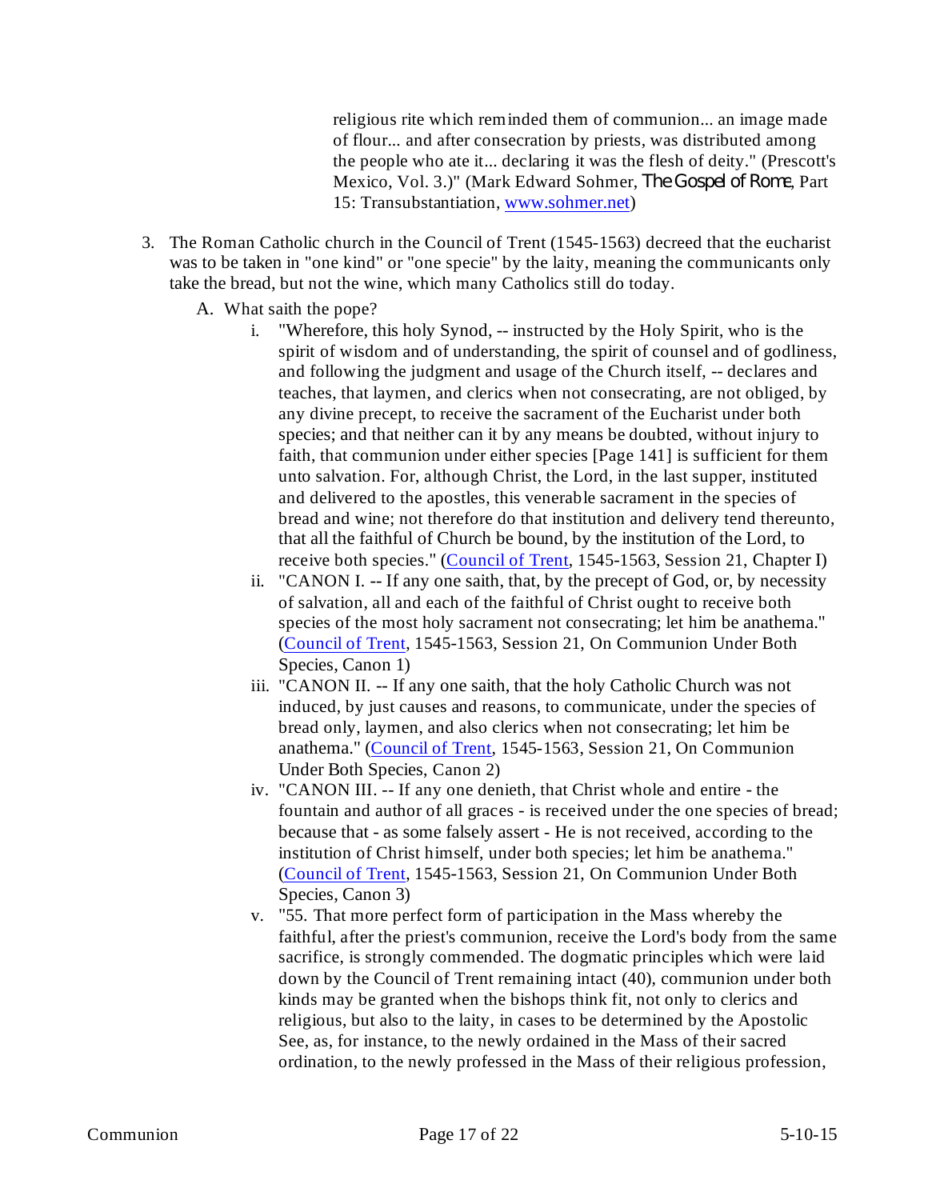religious rite which reminded them of communion... an image made of flour... and after consecration by priests, was distributed among the people who ate it... declaring it was the flesh of deity." (Prescott's Mexico, Vol. 3.)" (Mark Edward Sohmer, *The Gospel of Rome*, Part 15: Transubstantiation, www.sohmer.net)

3. The Roman Catholic church in the Council of Trent (1545-1563) decreed that the eucharist was to be taken in "one kind" or "one specie" by the laity, meaning the communicants only take the bread, but not the wine, which many Catholics still do today.
   A. What saith the pope?
      i. "Wherefore, this holy Synod, -- instructed by the Holy Spirit, who is the spirit of wisdom and of understanding, the spirit of counsel and of godliness, and following the judgment and usage of the Church itself, -- declares and teaches, that laymen, and clerics when not consecrating, are not obliged, by any divine precept, to receive the sacrament of the Eucharist under both species; and that neither can it by any means be doubted, without injury to faith, that communion under either species [Page 141] is sufficient for them unto salvation. For, although Christ, the Lord, in the last supper, instituted and delivered to the apostles, this venerable sacrament in the species of bread and wine; not therefore do that institution and delivery tend thereunto, that all the faithful of Church be bound, by the institution of the Lord, to receive both species." (Council of Trent, 1545-1563, Session 21, Chapter I)
      ii. "CANON I. -- If any one saith, that, by the precept of God, or, by necessity of salvation, all and each of the faithful of Christ ought to receive both species of the most holy sacrament not consecrating; let him be anathema." (Council of Trent, 1545-1563, Session 21, On Communion Under Both Species, Canon 1)
      iii. "CANON II. -- If any one saith, that the holy Catholic Church was not induced, by just causes and reasons, to communicate, under the species of bread only, laymen, and also clerics when not consecrating; let him be anathema." (Council of Trent, 1545-1563, Session 21, On Communion Under Both Species, Canon 2)
      iv. "CANON III. -- If any one denieth, that Christ whole and entire - the fountain and author of all graces - is received under the one species of bread; because that - as some falsely assert - He is not received, according to the institution of Christ himself, under both species; let him be anathema." (Council of Trent, 1545-1563, Session 21, On Communion Under Both Species, Canon 3)
      v. "55. That more perfect form of participation in the Mass whereby the faithful, after the priest's communion, receive the Lord's body from the same sacrifice, is strongly commended. The dogmatic principles which were laid down by the Council of Trent remaining intact (40), communion under both kinds may be granted when the bishops think fit, not only to clerics and religious, but also to the laity, in cases to be determined by the Apostolic See, as, for instance, to the newly ordained in the Mass of their sacred ordination, to the newly professed in the Mass of their religious profession,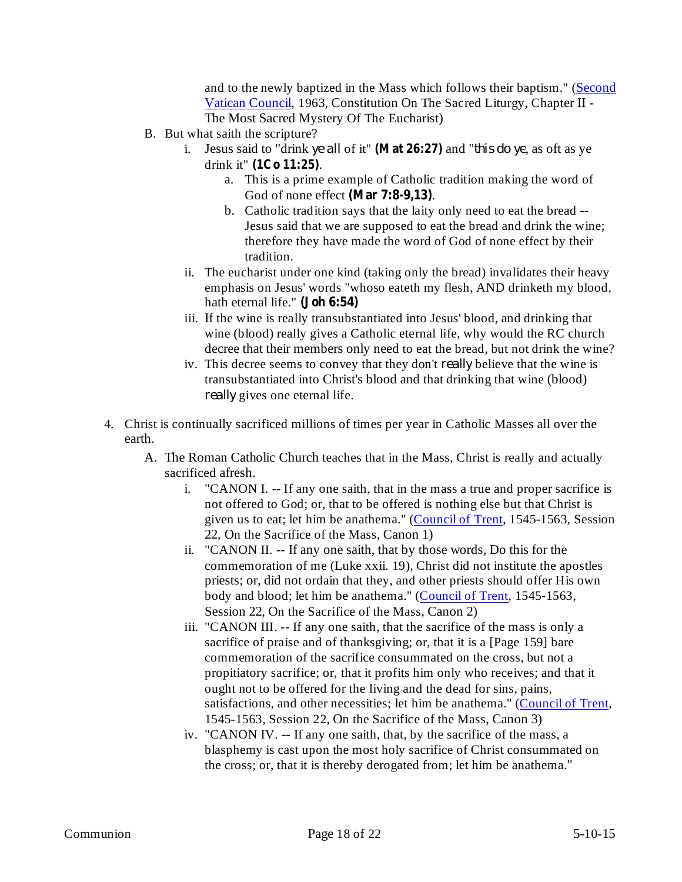and to the newly baptized in the Mass which follows their baptism." (Second Vatican Council, 1963, Constitution On The Sacred Liturgy, Chapter II - The Most Sacred Mystery Of The Eucharist)

B. But what saith the scripture?
   i. Jesus said to "drink *ye all* of it" **(Mat 26:27)** and "*this do ye*, as oft as ye drink it" **(1Co 11:25)**.
      a. This is a prime example of Catholic tradition making the word of God of none effect **(Mar 7:8-9,13)**.
      b. Catholic tradition says that the laity only need to eat the bread -- Jesus said that we are supposed to eat the bread and drink the wine; therefore they have made the word of God of none effect by their tradition.
   ii. The eucharist under one kind (taking only the bread) invalidates their heavy emphasis on Jesus' words "whoso eateth my flesh, AND drinketh my blood, hath eternal life." **(Joh 6:54)**
   iii. If the wine is really transubstantiated into Jesus' blood, and drinking that wine (blood) really gives a Catholic eternal life, why would the RC church decree that their members only need to eat the bread, but not drink the wine?
   iv. This decree seems to convey that they don't *really* believe that the wine is transubstantiated into Christ's blood and that drinking that wine (blood) *really* gives one eternal life.

4. Christ is continually sacrificed millions of times per year in Catholic Masses all over the earth.
   A. The Roman Catholic Church teaches that in the Mass, Christ is really and actually sacrificed afresh.
      i. "CANON I. -- If any one saith, that in the mass a true and proper sacrifice is not offered to God; or, that to be offered is nothing else but that Christ is given us to eat; let him be anathema." (Council of Trent, 1545-1563, Session 22, On the Sacrifice of the Mass, Canon 1)
      ii. "CANON II. -- If any one saith, that by those words, Do this for the commemoration of me (Luke xxii. 19), Christ did not institute the apostles priests; or, did not ordain that they, and other priests should offer His own body and blood; let him be anathema." (Council of Trent, 1545-1563, Session 22, On the Sacrifice of the Mass, Canon 2)
      iii. "CANON III. -- If any one saith, that the sacrifice of the mass is only a sacrifice of praise and of thanksgiving; or, that it is a [Page 159] bare commemoration of the sacrifice consummated on the cross, but not a propitiatory sacrifice; or, that it profits him only who receives; and that it ought not to be offered for the living and the dead for sins, pains, satisfactions, and other necessities; let him be anathema." (Council of Trent, 1545-1563, Session 22, On the Sacrifice of the Mass, Canon 3)
      iv. "CANON IV. -- If any one saith, that, by the sacrifice of the mass, a blasphemy is cast upon the most holy sacrifice of Christ consummated on the cross; or, that it is thereby derogated from; let him be anathema."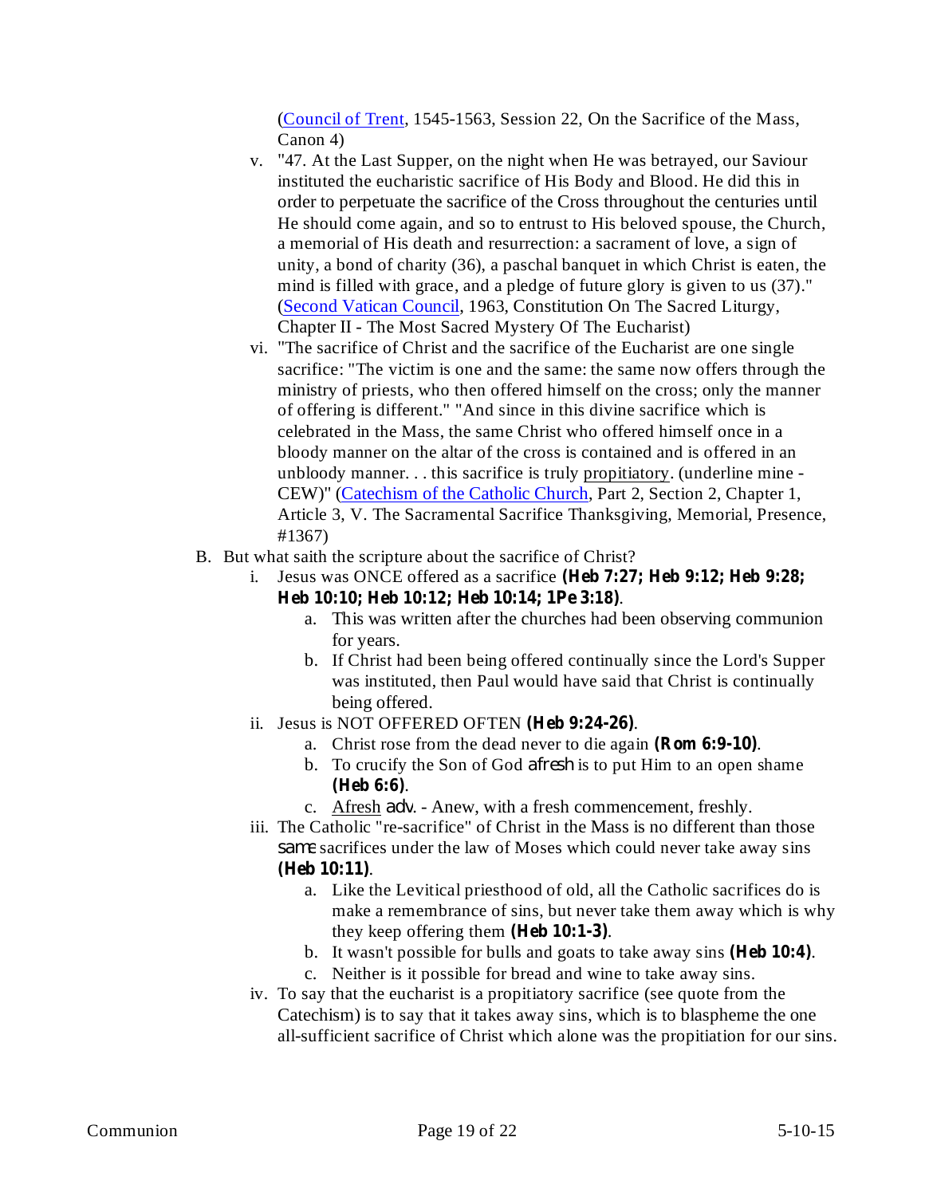([Council of Trent](), 1545-1563, Session 22, On the Sacrifice of the Mass, Canon 4)

v. "47. At the Last Supper, on the night when He was betrayed, our Saviour instituted the eucharistic sacrifice of His Body and Blood. He did this in order to perpetuate the sacrifice of the Cross throughout the centuries until He should come again, and so to entrust to His beloved spouse, the Church, a memorial of His death and resurrection: a sacrament of love, a sign of unity, a bond of charity (36), a paschal banquet in which Christ is eaten, the mind is filled with grace, and a pledge of future glory is given to us (37)." ([Second Vatican Council](), 1963, Constitution On The Sacred Liturgy, Chapter II - The Most Sacred Mystery Of The Eucharist)

vi. "The sacrifice of Christ and the sacrifice of the Eucharist are one single sacrifice: "The victim is one and the same: the same now offers through the ministry of priests, who then offered himself on the cross; only the manner of offering is different." "And since in this divine sacrifice which is celebrated in the Mass, the same Christ who offered himself once in a bloody manner on the altar of the cross is contained and is offered in an unbloody manner. . . this sacrifice is truly <u>propitiatory</u>. (underline mine - CEW)" ([Catechism of the Catholic Church](), Part 2, Section 2, Chapter 1, Article 3, V. The Sacramental Sacrifice Thanksgiving, Memorial, Presence, #1367)

B. But what saith the scripture about the sacrifice of Christ?

   i. Jesus was ONCE offered as a sacrifice **(Heb 7:27; Heb 9:12; Heb 9:28; Heb 10:10; Heb 10:12; Heb 10:14; 1Pe 3:18)**.
      a. This was written after the churches had been observing communion for years.
      b. If Christ had been being offered continually since the Lord's Supper was instituted, then Paul would have said that Christ is continually being offered.

   ii. Jesus is NOT OFFERED OFTEN **(Heb 9:24-26)**.
      a. Christ rose from the dead never to die again **(Rom 6:9-10)**.
      b. To crucify the Son of God *afresh* is to put Him to an open shame **(Heb 6:6)**.
      c. <u>Afresh</u> *adv.* - Anew, with a fresh commencement, freshly.

   iii. The Catholic "re-sacrifice" of Christ in the Mass is no different than those *same* sacrifices under the law of Moses which could never take away sins **(Heb 10:11)**.
      a. Like the Levitical priesthood of old, all the Catholic sacrifices do is make a remembrance of sins, but never take them away which is why they keep offering them **(Heb 10:1-3)**.
      b. It wasn't possible for bulls and goats to take away sins **(Heb 10:4)**.
      c. Neither is it possible for bread and wine to take away sins.

   iv. To say that the eucharist is a propitiatory sacrifice (see quote from the Catechism) is to say that it takes away sins, which is to blaspheme the one all-sufficient sacrifice of Christ which alone was the propitiation for our sins.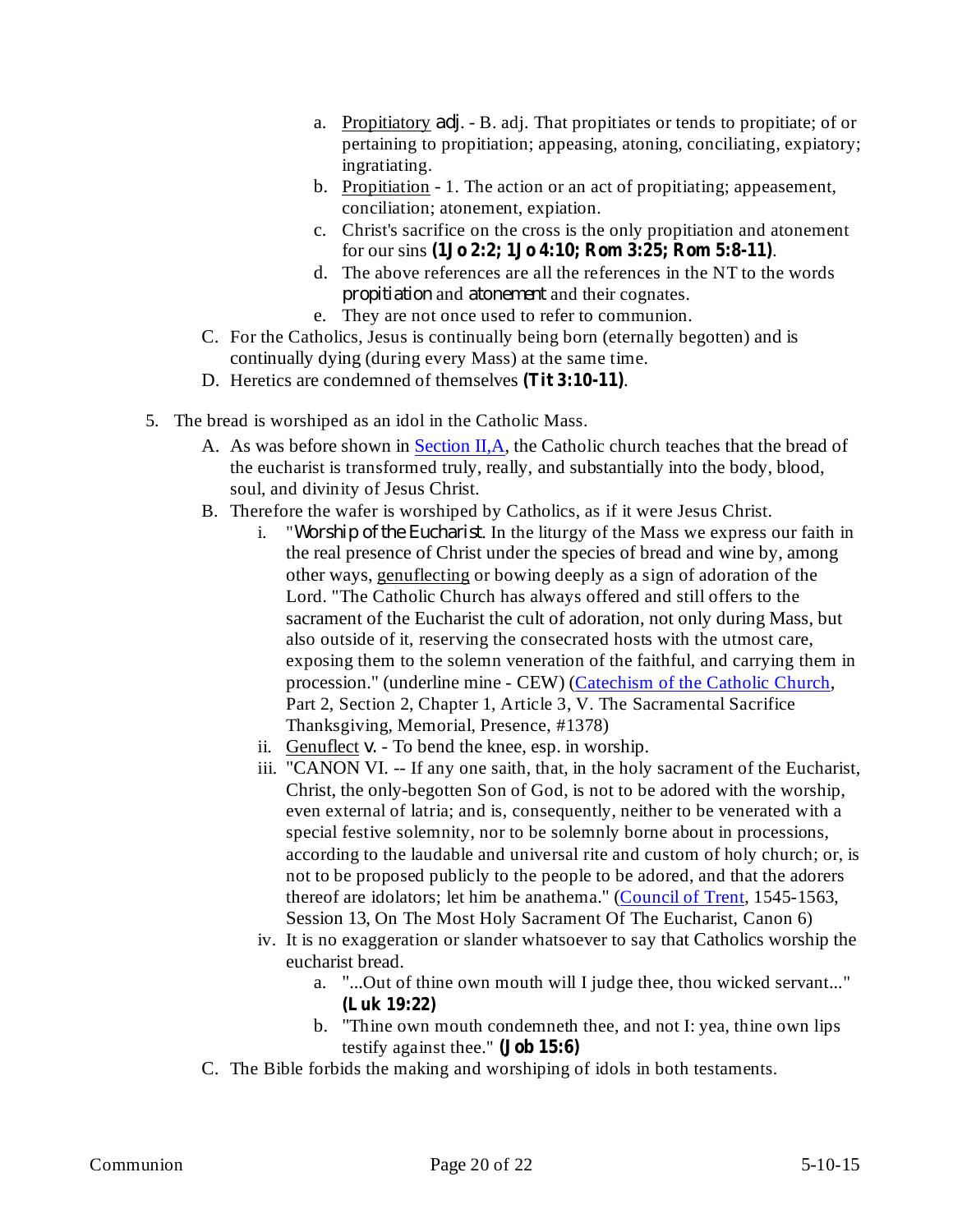a. Propitiatory adj. - B. adj. That propitiates or tends to propitiate; of or pertaining to propitiation; appeasing, atoning, conciliating, expiatory; ingratiating.
   b. Propitiation - 1. The action or an act of propitiating; appeasement, conciliation; atonement, expiation.
   c. Christ's sacrifice on the cross is the only propitiation and atonement for our sins **(1Jo 2:2; 1Jo 4:10; Rom 3:25; Rom 5:8-11)**.
   d. The above references are all the references in the NT to the words *propitiation* and *atonement* and their cognates.
   e. They are not once used to refer to communion.

C. For the Catholics, Jesus is continually being born (eternally begotten) and is continually dying (during every Mass) at the same time.

D. Heretics are condemned of themselves **(Tit 3:10-11)**.

5. The bread is worshiped as an idol in the Catholic Mass.
   A. As was before shown in Section II,A, the Catholic church teaches that the bread of the eucharist is transformed truly, really, and substantially into the body, blood, soul, and divinity of Jesus Christ.
   B. Therefore the wafer is worshiped by Catholics, as if it were Jesus Christ.
      i. "*Worship of the Eucharist*. In the liturgy of the Mass we express our faith in the real presence of Christ under the species of bread and wine by, among other ways, genuflecting or bowing deeply as a sign of adoration of the Lord. "The Catholic Church has always offered and still offers to the sacrament of the Eucharist the cult of adoration, not only during Mass, but also outside of it, reserving the consecrated hosts with the utmost care, exposing them to the solemn veneration of the faithful, and carrying them in procession." (underline mine - CEW) (Catechism of the Catholic Church, Part 2, Section 2, Chapter 1, Article 3, V. The Sacramental Sacrifice Thanksgiving, Memorial, Presence, #1378)
      ii. Genuflect v. - To bend the knee, esp. in worship.
      iii. "CANON VI. -- If any one saith, that, in the holy sacrament of the Eucharist, Christ, the only-begotten Son of God, is not to be adored with the worship, even external of latria; and is, consequently, neither to be venerated with a special festive solemnity, nor to be solemnly borne about in processions, according to the laudable and universal rite and custom of holy church; or, is not to be proposed publicly to the people to be adored, and that the adorers thereof are idolators; let him be anathema." (Council of Trent, 1545-1563, Session 13, On The Most Holy Sacrament Of The Eucharist, Canon 6)
      iv. It is no exaggeration or slander whatsoever to say that Catholics worship the eucharist bread.
         a. "...Out of thine own mouth will I judge thee, thou wicked servant..." **(Luk 19:22)**
         b. "Thine own mouth condemneth thee, and not I: yea, thine own lips testify against thee." **(Job 15:6)**
   C. The Bible forbids the making and worshiping of idols in both testaments.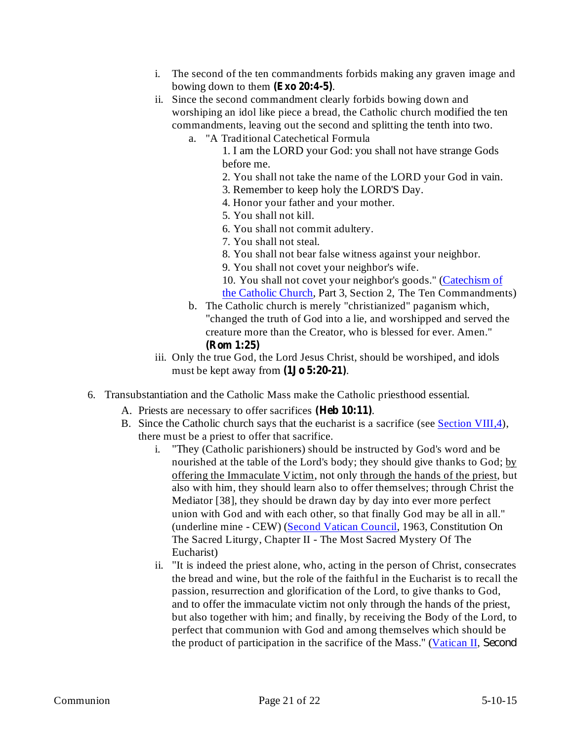i. The second of the ten commandments forbids making any graven image and bowing down to them **(Exo 20:4-5)**.
   ii. Since the second commandment clearly forbids bowing down and worshiping an idol like piece a bread, the Catholic church modified the ten commandments, leaving out the second and splitting the tenth into two.
      a. "A Traditional Catechetical Formula
         1. I am the LORD your God: you shall not have strange Gods before me.
         2. You shall not take the name of the LORD your God in vain.
         3. Remember to keep holy the LORD'S Day.
         4. Honor your father and your mother.
         5. You shall not kill.
         6. You shall not commit adultery.
         7. You shall not steal.
         8. You shall not bear false witness against your neighbor.
         9. You shall not covet your neighbor's wife.
         10. You shall not covet your neighbor's goods." (Catechism of the Catholic Church, Part 3, Section 2, The Ten Commandments)
      b. The Catholic church is merely "christianized" paganism which, "changed the truth of God into a lie, and worshipped and served the creature more than the Creator, who is blessed for ever. Amen." **(Rom 1:25)**
   iii. Only the true God, the Lord Jesus Christ, should be worshiped, and idols must be kept away from **(1Jo 5:20-21)**.

6. Transubstantiation and the Catholic Mass make the Catholic priesthood essential.
   A. Priests are necessary to offer sacrifices **(Heb 10:11)**.
   B. Since the Catholic church says that the eucharist is a sacrifice (see Section VIII,4), there must be a priest to offer that sacrifice.
      i. "They (Catholic parishioners) should be instructed by God's word and be nourished at the table of the Lord's body; they should give thanks to God; by offering the Immaculate Victim, not only through the hands of the priest, but also with him, they should learn also to offer themselves; through Christ the Mediator [38], they should be drawn day by day into ever more perfect union with God and with each other, so that finally God may be all in all." (underline mine - CEW) (Second Vatican Council, 1963, Constitution On The Sacred Liturgy, Chapter II - The Most Sacred Mystery Of The Eucharist)
      ii. "It is indeed the priest alone, who, acting in the person of Christ, consecrates the bread and wine, but the role of the faithful in the Eucharist is to recall the passion, resurrection and glorification of the Lord, to give thanks to God, and to offer the immaculate victim not only through the hands of the priest, but also together with him; and finally, by receiving the Body of the Lord, to perfect that communion with God and among themselves which should be the product of participation in the sacrifice of the Mass." (Vatican II, Second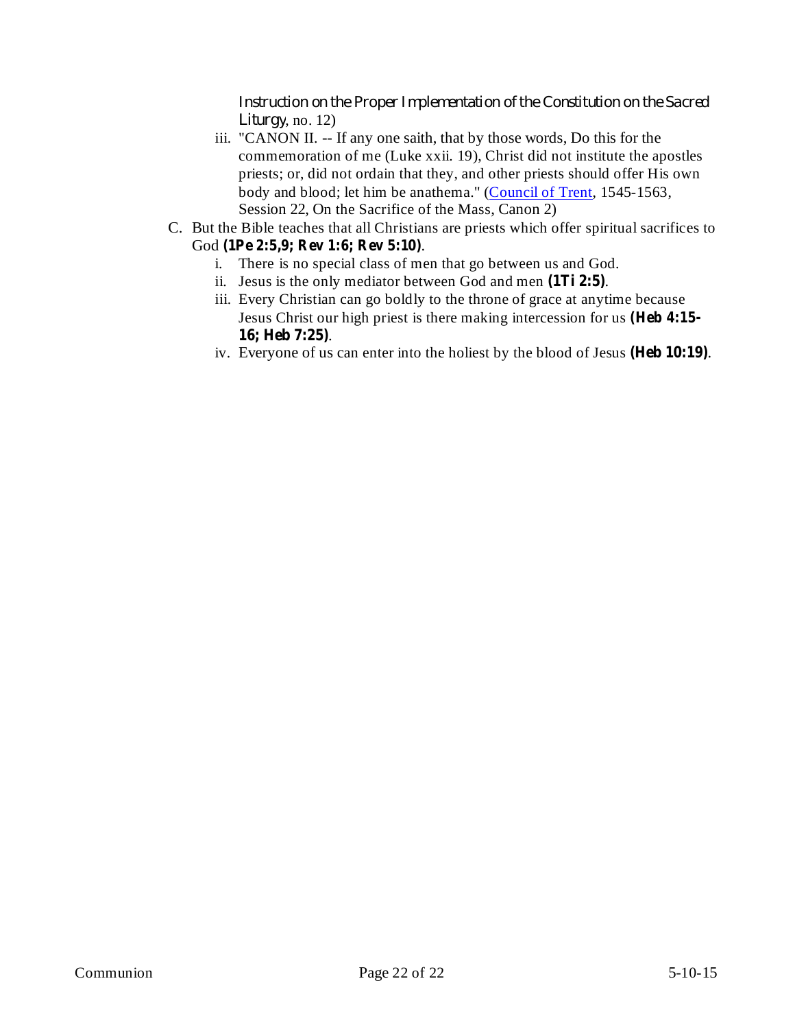*Instruction on the Proper Implementation of the Constitution on the Sacred Liturgy*, no. 12)

iii. "CANON II. -- If any one saith, that by those words, Do this for the commemoration of me (Luke xxii. 19), Christ did not institute the apostles priests; or, did not ordain that they, and other priests should offer His own body and blood; let him be anathema." (Council of Trent, 1545-1563, Session 22, On the Sacrifice of the Mass, Canon 2)

C. But the Bible teaches that all Christians are priests which offer spiritual sacrifices to God **(1Pe 2:5,9; Rev 1:6; Rev 5:10)**.

   i. There is no special class of men that go between us and God.
   ii. Jesus is the only mediator between God and men **(1Ti 2:5)**.
   iii. Every Christian can go boldly to the throne of grace at anytime because Jesus Christ our high priest is there making intercession for us **(Heb 4:15-16; Heb 7:25)**.
   iv. Everyone of us can enter into the holiest by the blood of Jesus **(Heb 10:19)**.